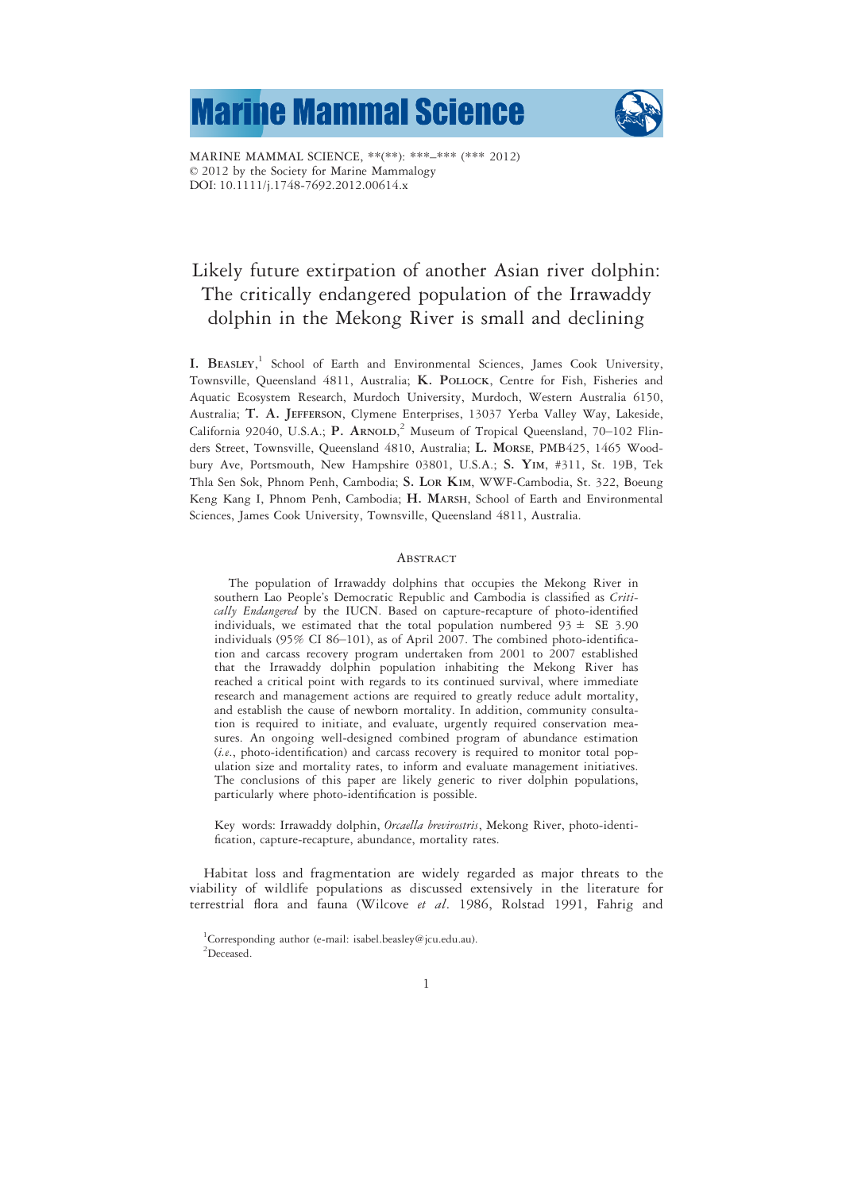MARINE MAMMAL SCIENCE, \*\*(\*\*): \*\*\*–\*\*\* (\*\*\* 2012)
© 2012 by the Society for Marine Mammalogy
DOI: 10.1111/j.1748-7692.2012.00614.x

# Likely future extirpation of another Asian river dolphin: The critically endangered population of the Irrawaddy dolphin in the Mekong River is small and declining

**I. Beasley**,[1] School of Earth and Environmental Sciences, James Cook University, Townsville, Queensland 4811, Australia; **K. Pollock**, Centre for Fish, Fisheries and Aquatic Ecosystem Research, Murdoch University, Murdoch, Western Australia 6150, Australia; **T. A. Jefferson**, Clymene Enterprises, 13037 Yerba Valley Way, Lakeside, California 92040, U.S.A.; **P. Arnold**,[2] Museum of Tropical Queensland, 70–102 Flinders Street, Townsville, Queensland 4810, Australia; **L. Morse**, PMB425, 1465 Woodbury Ave, Portsmouth, New Hampshire 03801, U.S.A.; **S. Yim**, #311, St. 19B, Tek Thla Sen Sok, Phnom Penh, Cambodia; **S. Lor Kim**, WWF-Cambodia, St. 322, Boeung Keng Kang I, Phnom Penh, Cambodia; **H. Marsh**, School of Earth and Environmental Sciences, James Cook University, Townsville, Queensland 4811, Australia.

## Abstract

The population of Irrawaddy dolphins that occupies the Mekong River in southern Lao People's Democratic Republic and Cambodia is classified as *Critically Endangered* by the IUCN. Based on capture-recapture of photo-identified individuals, we estimated that the total population numbered 93 ± SE 3.90 individuals (95% CI 86–101), as of April 2007. The combined photo-identification and carcass recovery program undertaken from 2001 to 2007 established that the Irrawaddy dolphin population inhabiting the Mekong River has reached a critical point with regards to its continued survival, where immediate research and management actions are required to greatly reduce adult mortality, and establish the cause of newborn mortality. In addition, community consultation is required to initiate, and evaluate, urgently required conservation measures. An ongoing well-designed combined program of abundance estimation (*i.e.*, photo-identification) and carcass recovery is required to monitor total population size and mortality rates, to inform and evaluate management initiatives. The conclusions of this paper are likely generic to river dolphin populations, particularly where photo-identification is possible.

Key words: Irrawaddy dolphin, *Orcaella brevirostris*, Mekong River, photo-identification, capture-recapture, abundance, mortality rates.

Habitat loss and fragmentation are widely regarded as major threats to the viability of wildlife populations as discussed extensively in the literature for terrestrial flora and fauna (Wilcove *et al*. 1986, Rolstad 1991, Fahrig and

[1]Corresponding author (e-mail: isabel.beasley@jcu.edu.au).

[2]Deceased.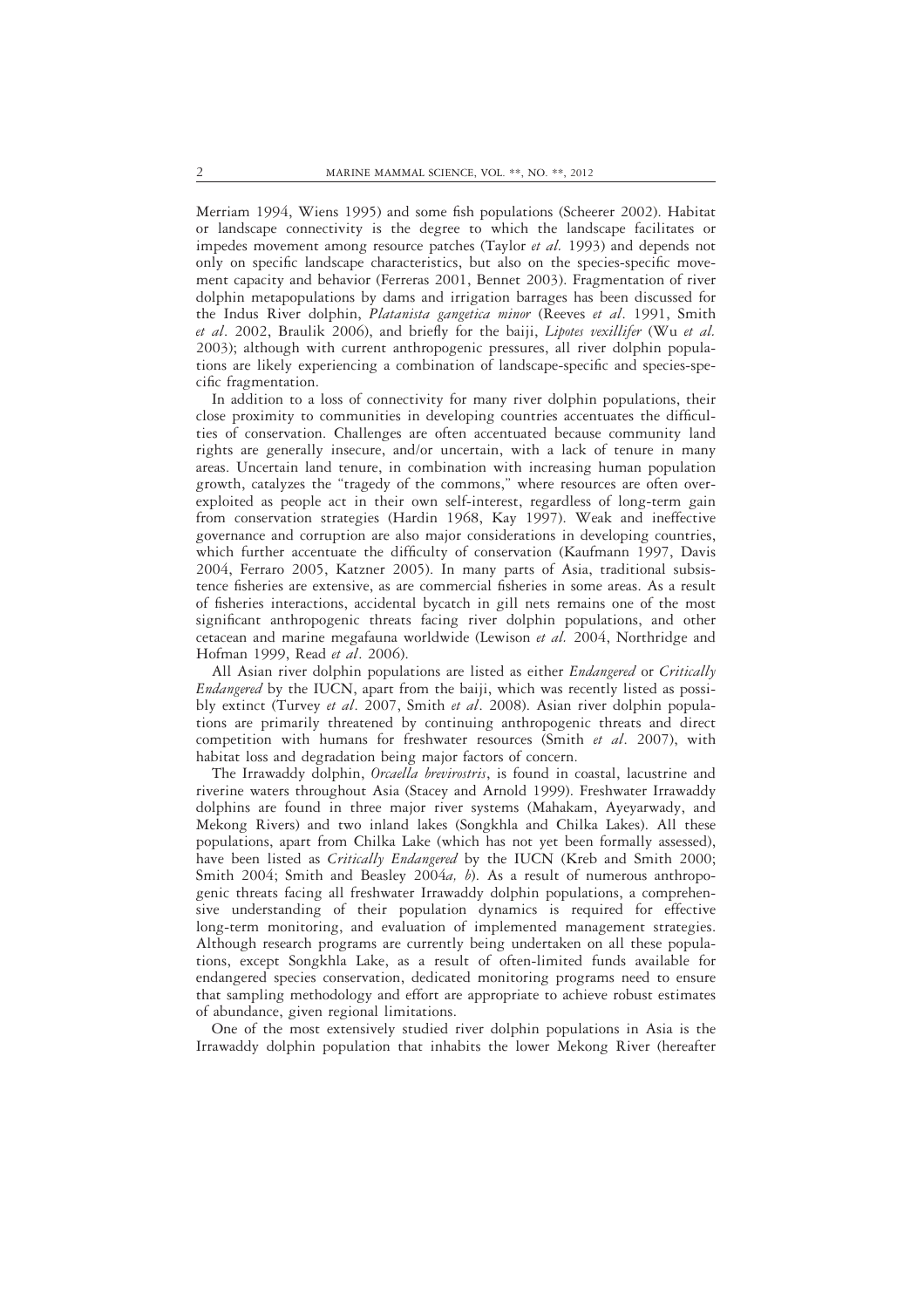Merriam 1994, Wiens 1995) and some fish populations (Scheerer 2002). Habitat or landscape connectivity is the degree to which the landscape facilitates or impedes movement among resource patches (Taylor *et al*. 1993) and depends not only on specific landscape characteristics, but also on the species-specific movement capacity and behavior (Ferreras 2001, Bennet 2003). Fragmentation of river dolphin metapopulations by dams and irrigation barrages has been discussed for the Indus River dolphin, *Platanista gangetica minor* (Reeves *et al*. 1991, Smith *et al*. 2002, Braulik 2006), and briefly for the baiji, *Lipotes vexillifer* (Wu *et al.* 2003); although with current anthropogenic pressures, all river dolphin populations are likely experiencing a combination of landscape-specific and species-specific fragmentation.

In addition to a loss of connectivity for many river dolphin populations, their close proximity to communities in developing countries accentuates the difficulties of conservation. Challenges are often accentuated because community land rights are generally insecure, and/or uncertain, with a lack of tenure in many areas. Uncertain land tenure, in combination with increasing human population growth, catalyzes the "tragedy of the commons," where resources are often overexploited as people act in their own self-interest, regardless of long-term gain from conservation strategies (Hardin 1968, Kay 1997). Weak and ineffective governance and corruption are also major considerations in developing countries, which further accentuate the difficulty of conservation (Kaufmann 1997, Davis 2004, Ferraro 2005, Katzner 2005). In many parts of Asia, traditional subsistence fisheries are extensive, as are commercial fisheries in some areas. As a result of fisheries interactions, accidental bycatch in gill nets remains one of the most significant anthropogenic threats facing river dolphin populations, and other cetacean and marine megafauna worldwide (Lewison *et al.* 2004, Northridge and Hofman 1999, Read *et al*. 2006).

All Asian river dolphin populations are listed as either *Endangered* or *Critically Endangered* by the IUCN, apart from the baiji, which was recently listed as possibly extinct (Turvey *et al*. 2007, Smith *et al*. 2008). Asian river dolphin populations are primarily threatened by continuing anthropogenic threats and direct competition with humans for freshwater resources (Smith *et al*. 2007), with habitat loss and degradation being major factors of concern.

The Irrawaddy dolphin, *Orcaella brevirostris*, is found in coastal, lacustrine and riverine waters throughout Asia (Stacey and Arnold 1999). Freshwater Irrawaddy dolphins are found in three major river systems (Mahakam, Ayeyarwady, and Mekong Rivers) and two inland lakes (Songkhla and Chilka Lakes). All these populations, apart from Chilka Lake (which has not yet been formally assessed), have been listed as *Critically Endangered* by the IUCN (Kreb and Smith 2000; Smith 2004; Smith and Beasley 2004*a, b*). As a result of numerous anthropogenic threats facing all freshwater Irrawaddy dolphin populations, a comprehensive understanding of their population dynamics is required for effective long-term monitoring, and evaluation of implemented management strategies. Although research programs are currently being undertaken on all these populations, except Songkhla Lake, as a result of often-limited funds available for endangered species conservation, dedicated monitoring programs need to ensure that sampling methodology and effort are appropriate to achieve robust estimates of abundance, given regional limitations.

One of the most extensively studied river dolphin populations in Asia is the Irrawaddy dolphin population that inhabits the lower Mekong River (hereafter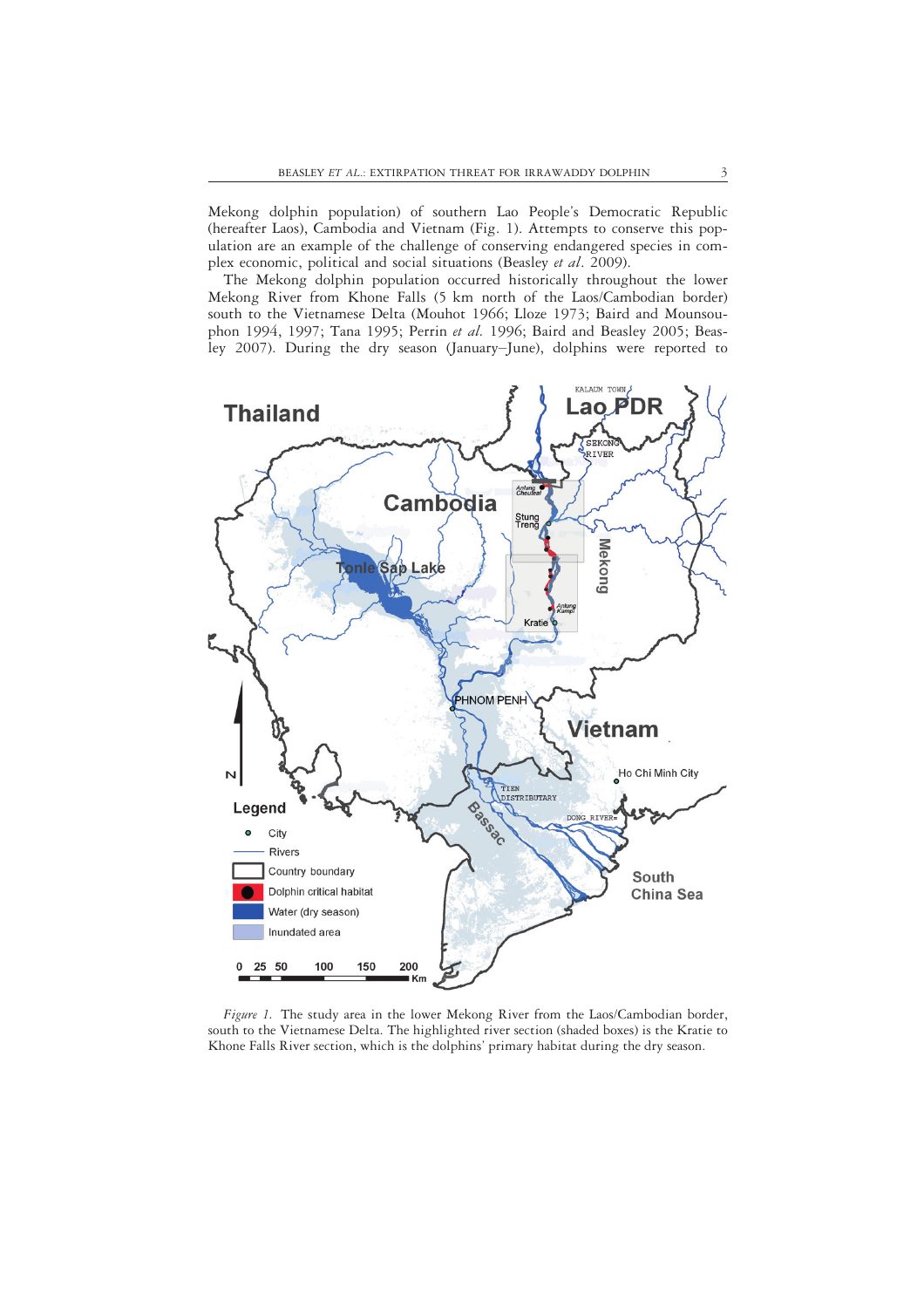Mekong dolphin population) of southern Lao People's Democratic Republic (hereafter Laos), Cambodia and Vietnam (Fig. 1). Attempts to conserve this population are an example of the challenge of conserving endangered species in complex economic, political and social situations (Beasley *et al*. 2009).

The Mekong dolphin population occurred historically throughout the lower Mekong River from Khone Falls (5 km north of the Laos/Cambodian border) south to the Vietnamese Delta (Mouhot 1966; Lloze 1973; Baird and Mounsouphon 1994, 1997; Tana 1995; Perrin *et al*. 1996; Baird and Beasley 2005; Beasley 2007). During the dry season (January–June), dolphins were reported to

*Figure 1.* The study area in the lower Mekong River from the Laos/Cambodian border, south to the Vietnamese Delta. The highlighted river section (shaded boxes) is the Kratie to Khone Falls River section, which is the dolphins' primary habitat during the dry season.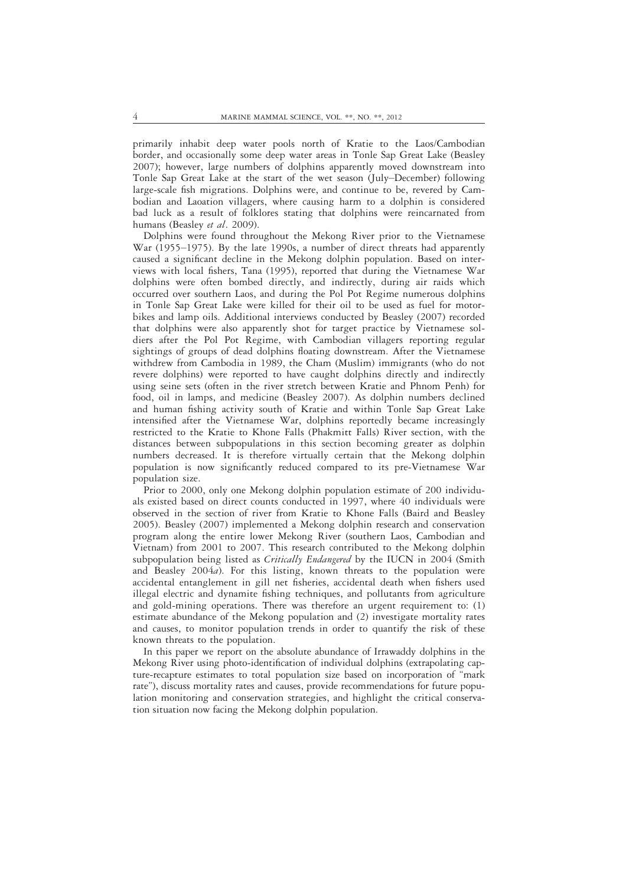primarily inhabit deep water pools north of Kratie to the Laos/Cambodian border, and occasionally some deep water areas in Tonle Sap Great Lake (Beasley 2007); however, large numbers of dolphins apparently moved downstream into Tonle Sap Great Lake at the start of the wet season (July–December) following large-scale fish migrations. Dolphins were, and continue to be, revered by Cambodian and Laoation villagers, where causing harm to a dolphin is considered bad luck as a result of folklores stating that dolphins were reincarnated from humans (Beasley *et al*. 2009).

Dolphins were found throughout the Mekong River prior to the Vietnamese War (1955–1975). By the late 1990s, a number of direct threats had apparently caused a significant decline in the Mekong dolphin population. Based on interviews with local fishers, Tana (1995), reported that during the Vietnamese War dolphins were often bombed directly, and indirectly, during air raids which occurred over southern Laos, and during the Pol Pot Regime numerous dolphins in Tonle Sap Great Lake were killed for their oil to be used as fuel for motorbikes and lamp oils. Additional interviews conducted by Beasley (2007) recorded that dolphins were also apparently shot for target practice by Vietnamese soldiers after the Pol Pot Regime, with Cambodian villagers reporting regular sightings of groups of dead dolphins floating downstream. After the Vietnamese withdrew from Cambodia in 1989, the Cham (Muslim) immigrants (who do not revere dolphins) were reported to have caught dolphins directly and indirectly using seine sets (often in the river stretch between Kratie and Phnom Penh) for food, oil in lamps, and medicine (Beasley 2007). As dolphin numbers declined and human fishing activity south of Kratie and within Tonle Sap Great Lake intensified after the Vietnamese War, dolphins reportedly became increasingly restricted to the Kratie to Khone Falls (Phakmitt Falls) River section, with the distances between subpopulations in this section becoming greater as dolphin numbers decreased. It is therefore virtually certain that the Mekong dolphin population is now significantly reduced compared to its pre-Vietnamese War population size.

Prior to 2000, only one Mekong dolphin population estimate of 200 individuals existed based on direct counts conducted in 1997, where 40 individuals were observed in the section of river from Kratie to Khone Falls (Baird and Beasley 2005). Beasley (2007) implemented a Mekong dolphin research and conservation program along the entire lower Mekong River (southern Laos, Cambodian and Vietnam) from 2001 to 2007. This research contributed to the Mekong dolphin subpopulation being listed as *Critically Endangered* by the IUCN in 2004 (Smith and Beasley 2004*a*). For this listing, known threats to the population were accidental entanglement in gill net fisheries, accidental death when fishers used illegal electric and dynamite fishing techniques, and pollutants from agriculture and gold-mining operations. There was therefore an urgent requirement to: (1) estimate abundance of the Mekong population and (2) investigate mortality rates and causes, to monitor population trends in order to quantify the risk of these known threats to the population.

In this paper we report on the absolute abundance of Irrawaddy dolphins in the Mekong River using photo-identification of individual dolphins (extrapolating capture-recapture estimates to total population size based on incorporation of "mark rate"), discuss mortality rates and causes, provide recommendations for future population monitoring and conservation strategies, and highlight the critical conservation situation now facing the Mekong dolphin population.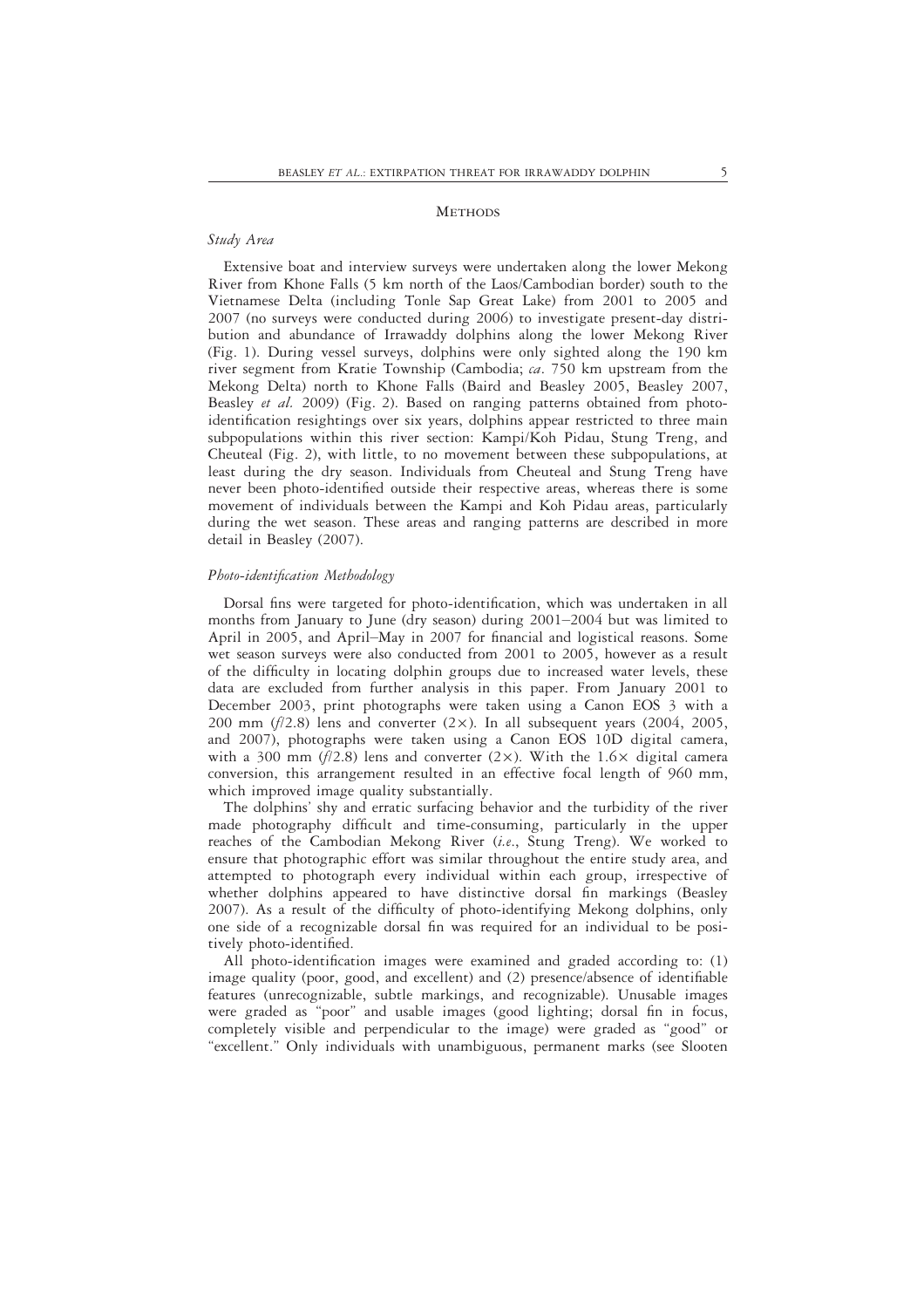## Methods

### *Study Area*

Extensive boat and interview surveys were undertaken along the lower Mekong River from Khone Falls (5 km north of the Laos/Cambodian border) south to the Vietnamese Delta (including Tonle Sap Great Lake) from 2001 to 2005 and 2007 (no surveys were conducted during 2006) to investigate present-day distribution and abundance of Irrawaddy dolphins along the lower Mekong River (Fig. 1). During vessel surveys, dolphins were only sighted along the 190 km river segment from Kratie Township (Cambodia; *ca.* 750 km upstream from the Mekong Delta) north to Khone Falls (Baird and Beasley 2005, Beasley 2007, Beasley *et al.* 2009) (Fig. 2). Based on ranging patterns obtained from photo-identification resightings over six years, dolphins appear restricted to three main subpopulations within this river section: Kampi/Koh Pidau, Stung Treng, and Cheuteal (Fig. 2), with little, to no movement between these subpopulations, at least during the dry season. Individuals from Cheuteal and Stung Treng have never been photo-identified outside their respective areas, whereas there is some movement of individuals between the Kampi and Koh Pidau areas, particularly during the wet season. These areas and ranging patterns are described in more detail in Beasley (2007).

### *Photo-identification Methodology*

Dorsal fins were targeted for photo-identification, which was undertaken in all months from January to June (dry season) during 2001–2004 but was limited to April in 2005, and April–May in 2007 for financial and logistical reasons. Some wet season surveys were also conducted from 2001 to 2005, however as a result of the difficulty in locating dolphin groups due to increased water levels, these data are excluded from further analysis in this paper. From January 2001 to December 2003, print photographs were taken using a Canon EOS 3 with a 200 mm (*f*/2.8) lens and converter (2×). In all subsequent years (2004, 2005, and 2007), photographs were taken using a Canon EOS 10D digital camera, with a 300 mm (*f*/2.8) lens and converter (2×). With the 1.6× digital camera conversion, this arrangement resulted in an effective focal length of 960 mm, which improved image quality substantially.

The dolphins' shy and erratic surfacing behavior and the turbidity of the river made photography difficult and time-consuming, particularly in the upper reaches of the Cambodian Mekong River (*i.e.*, Stung Treng). We worked to ensure that photographic effort was similar throughout the entire study area, and attempted to photograph every individual within each group, irrespective of whether dolphins appeared to have distinctive dorsal fin markings (Beasley 2007). As a result of the difficulty of photo-identifying Mekong dolphins, only one side of a recognizable dorsal fin was required for an individual to be positively photo-identified.

All photo-identification images were examined and graded according to: (1) image quality (poor, good, and excellent) and (2) presence/absence of identifiable features (unrecognizable, subtle markings, and recognizable). Unusable images were graded as "poor" and usable images (good lighting; dorsal fin in focus, completely visible and perpendicular to the image) were graded as "good" or "excellent." Only individuals with unambiguous, permanent marks (see Slooten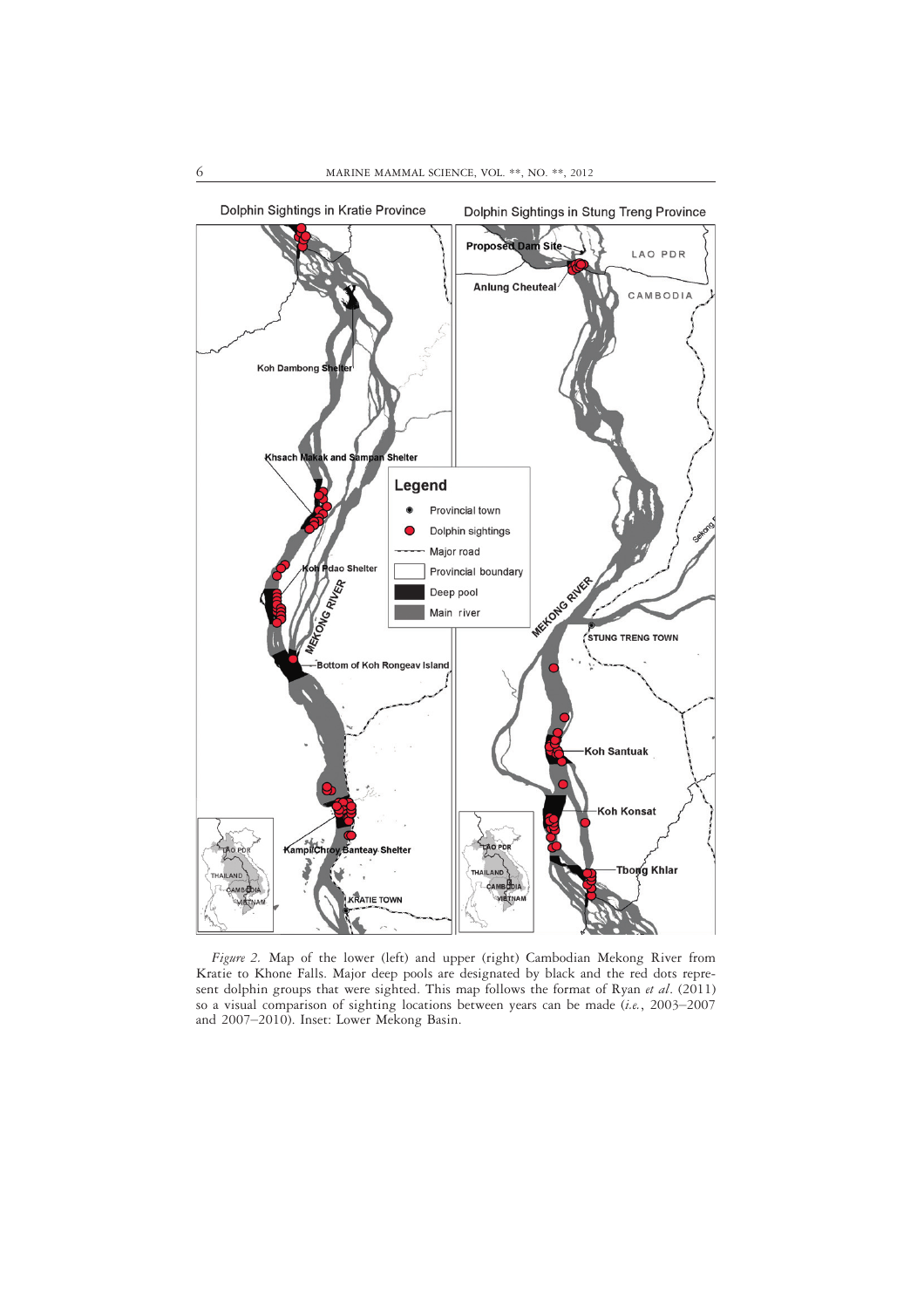*Figure 2.* Map of the lower (left) and upper (right) Cambodian Mekong River from Kratie to Khone Falls. Major deep pools are designated by black and the red dots represent dolphin groups that were sighted. This map follows the format of Ryan *et al*. (2011) so a visual comparison of sighting locations between years can be made (*i.e.*, 2003–2007 and 2007–2010). Inset: Lower Mekong Basin.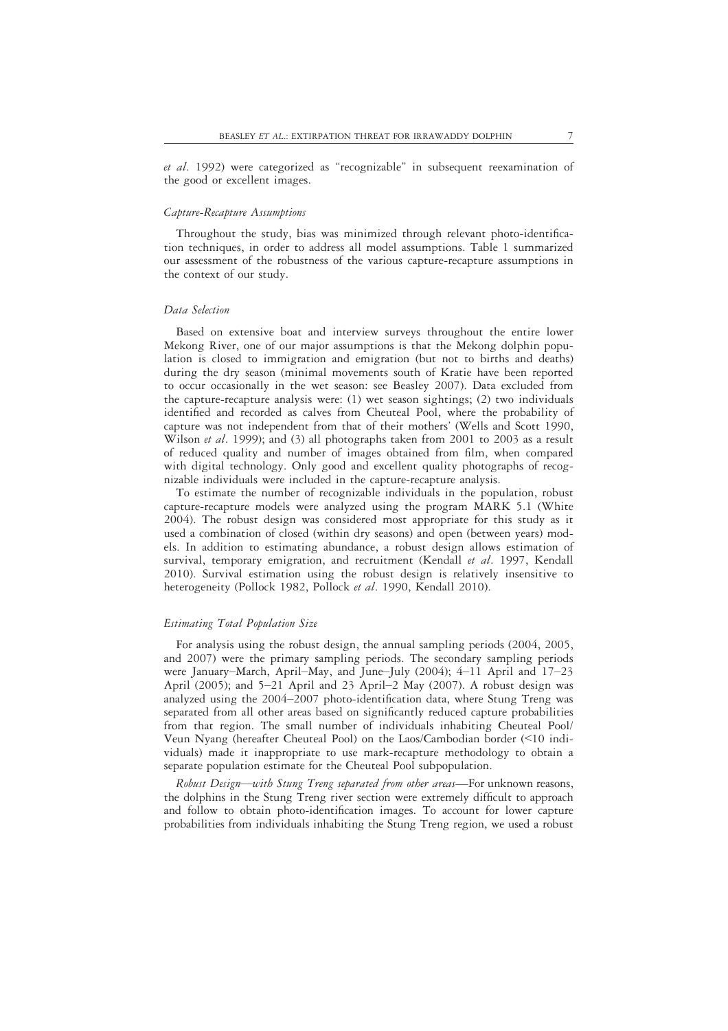*et al*. 1992) were categorized as "recognizable" in subsequent reexamination of the good or excellent images.

### *Capture-Recapture Assumptions*

Throughout the study, bias was minimized through relevant photo-identification techniques, in order to address all model assumptions. Table 1 summarized our assessment of the robustness of the various capture-recapture assumptions in the context of our study.

### *Data Selection*

Based on extensive boat and interview surveys throughout the entire lower Mekong River, one of our major assumptions is that the Mekong dolphin population is closed to immigration and emigration (but not to births and deaths) during the dry season (minimal movements south of Kratie have been reported to occur occasionally in the wet season: see Beasley 2007). Data excluded from the capture-recapture analysis were: (1) wet season sightings; (2) two individuals identified and recorded as calves from Cheuteal Pool, where the probability of capture was not independent from that of their mothers' (Wells and Scott 1990, Wilson *et al*. 1999); and (3) all photographs taken from 2001 to 2003 as a result of reduced quality and number of images obtained from film, when compared with digital technology. Only good and excellent quality photographs of recognizable individuals were included in the capture-recapture analysis.

To estimate the number of recognizable individuals in the population, robust capture-recapture models were analyzed using the program MARK 5.1 (White 2004). The robust design was considered most appropriate for this study as it used a combination of closed (within dry seasons) and open (between years) models. In addition to estimating abundance, a robust design allows estimation of survival, temporary emigration, and recruitment (Kendall *et al*. 1997, Kendall 2010). Survival estimation using the robust design is relatively insensitive to heterogeneity (Pollock 1982, Pollock *et al*. 1990, Kendall 2010).

### *Estimating Total Population Size*

For analysis using the robust design, the annual sampling periods (2004, 2005, and 2007) were the primary sampling periods. The secondary sampling periods were January–March, April–May, and June–July (2004); 4–11 April and 17–23 April (2005); and 5–21 April and 23 April–2 May (2007). A robust design was analyzed using the 2004–2007 photo-identification data, where Stung Treng was separated from all other areas based on significantly reduced capture probabilities from that region. The small number of individuals inhabiting Cheuteal Pool/Veun Nyang (hereafter Cheuteal Pool) on the Laos/Cambodian border (<10 individuals) made it inappropriate to use mark-recapture methodology to obtain a separate population estimate for the Cheuteal Pool subpopulation.

*Robust Design—with Stung Treng separated from other areas*—For unknown reasons, the dolphins in the Stung Treng river section were extremely difficult to approach and follow to obtain photo-identification images. To account for lower capture probabilities from individuals inhabiting the Stung Treng region, we used a robust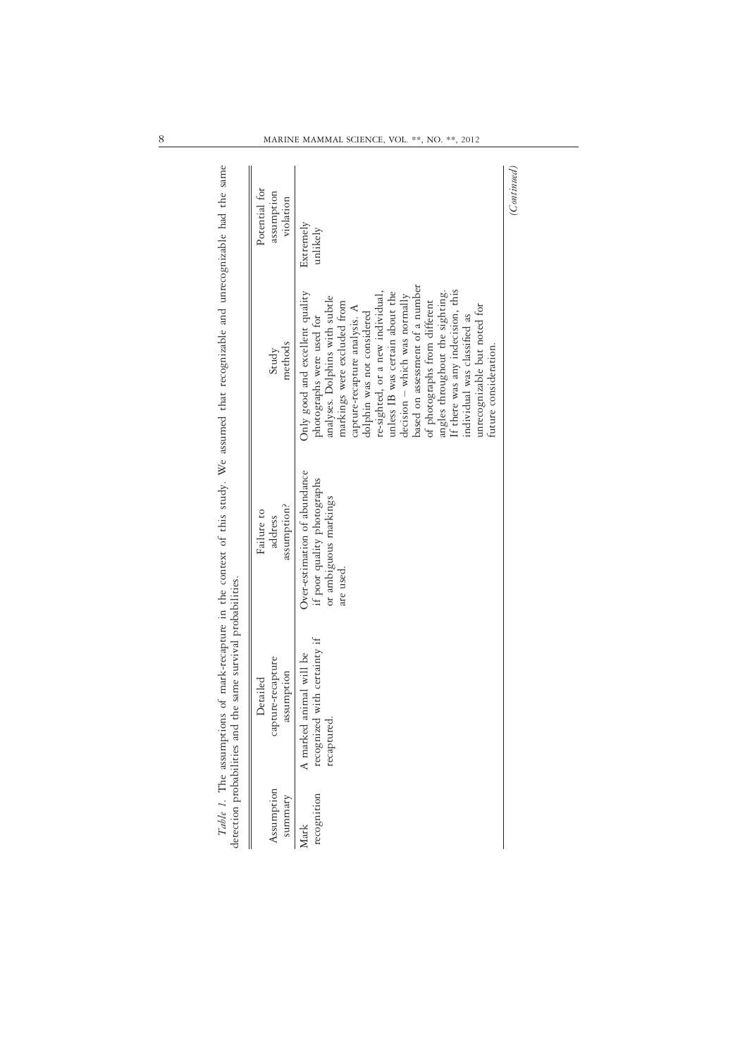*Table 1.* The assumptions of mark-recapture in the context of this study. We assumed that recognizable and unrecognizable had the same detection probabilities and the same survival probabilities.

| Assumption summary | Detailed capture-recapture assumption | Failure to address assumption? | Study methods | Potential for assumption violation |
|---|---|---|---|---|
| Mark recognition | A marked animal will be recognized with certainty if recaptured. | Over-estimation of abundance if poor quality photographs or ambiguous markings are used. | Only good and excellent quality photographs were used for analyses. Dolphins with subtle markings were excluded from capture-recapture analysis. A dolphin was not considered re-sighted, or a new individual, unless IB was certain about the decision – which was normally based on assessment of a number of photographs from different angles throughout the sighting. If there was any indecision, this individual was classified as unrecognizable but noted for future consideration. | Extremely unlikely |

*(Continued)*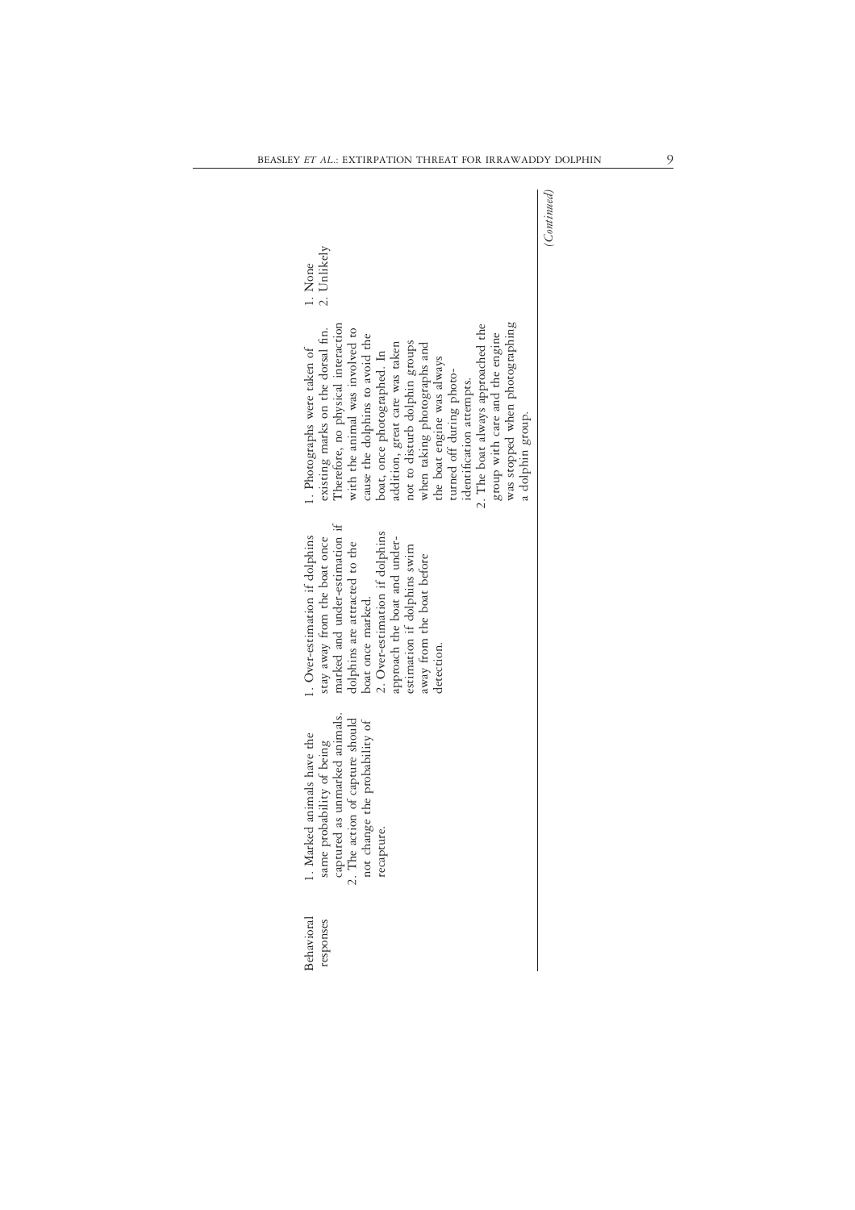| Behavioral responses | 1. Marked animals have the same probability of being captured as unmarked animals. 2. The action of capture should not change the probability of recapture. | 1. Over-estimation if dolphins stay away from the boat once marked and under-estimation if dolphins are attracted to the boat once marked. 2. Over-estimation if dolphins approach the boat and under-estimation if dolphins swim away from the boat before detection. | 1. Photographs were taken of existing marks on the dorsal fin. Therefore, no physical interaction with the animal was involved to cause the dolphins to avoid the boat, once photographed. In addition, great care was taken not to disturb dolphin groups when taking photographs and the boat engine was always turned off during photo-identification attempts. 2. The boat always approached the group with care and the engine was stopped when photographing a dolphin group. | 1. None 2. Unlikely |
|---|---|---|---|---|

(*Continued*)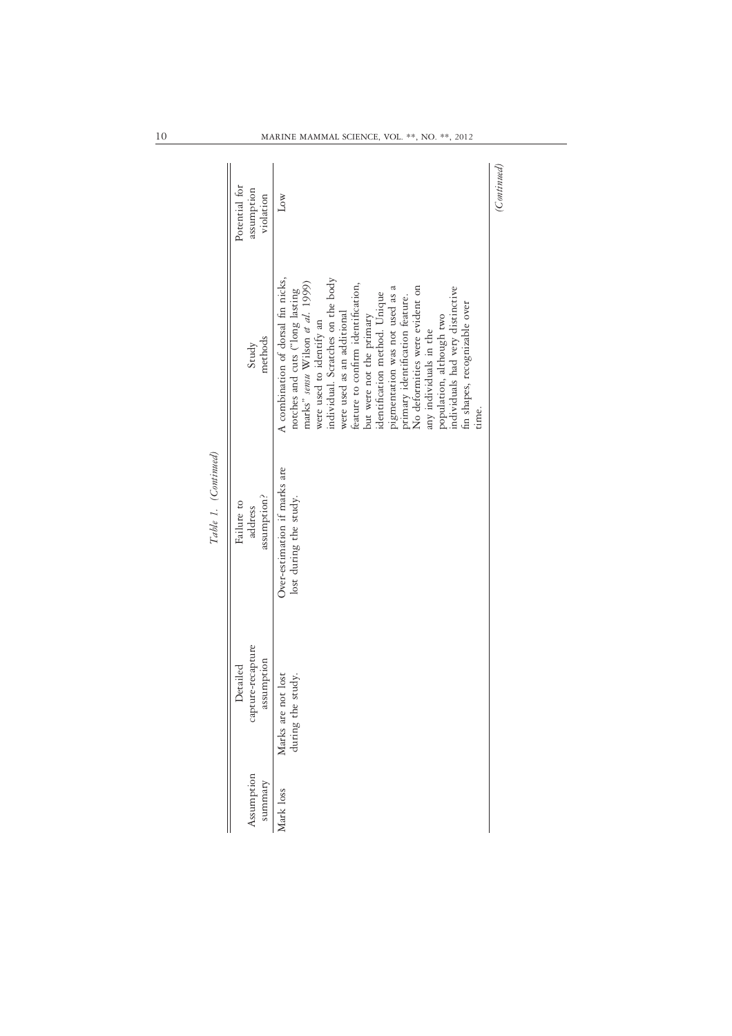*Table 1.* (*Continued*)

| Assumption summary | Detailed capture-recapture assumption | Failure to address assumption? | Study methods | Potential for assumption violation |
|---|---|---|---|---|
| Mark loss | Marks are not lost during the study. | Over-estimation if marks are lost during the study. | A combination of dorsal fin nicks, notches and cuts ("long lasting marks" *sensu* Wilson *et al.* 1999) were used to identify an individual. Scratches on the body were used as an additional feature to confirm identification, but were not the primary identification method. Unique pigmentation was not used as a primary identification feature. No deformities were evident on any individuals in the population, although two individuals had very distinctive fin shapes, recognizable over time. | Low |

(*Continued*)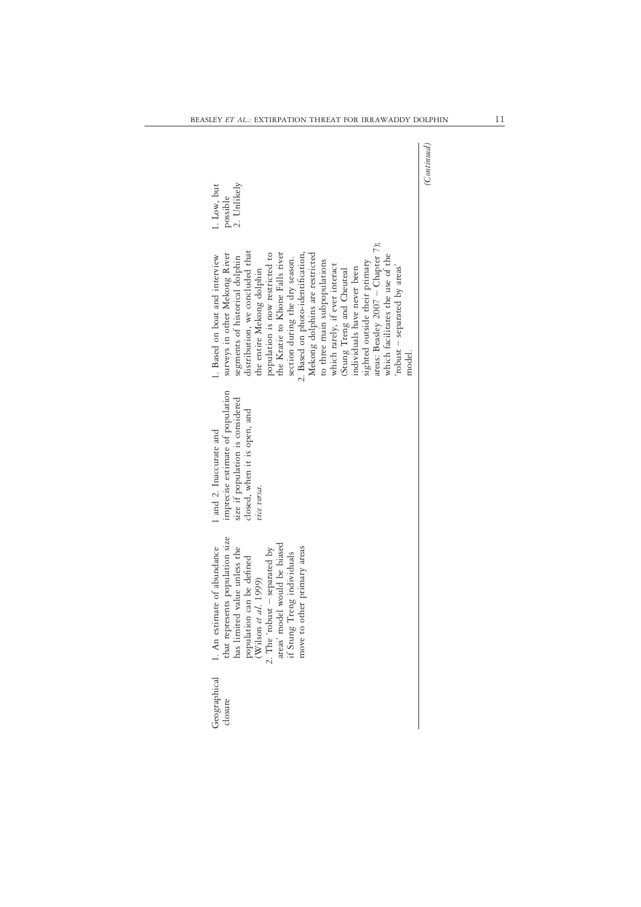| Geographical closure | 1. An estimate of abundance that represents population size has limited value unless the population can be defined (Wilson *et al.* 1999) 2. The 'robust – separated by areas' model would be biased if Stung Treng individuals move to other primary areas | 1 and 2. Inaccurate and imprecise estimate of population size if population is considered closed, when it is open, and *vice versa*. | 1. Based on boat and interview surveys in other Mekong River segments of historical dolphin distribution, we concluded that the entire Mekong dolphin population is now restricted to the Kratie to Khone Falls river section during the dry season. 2. Based on photo-identification, Mekong dolphins are restricted to three main subpopulations which rarely, if ever interact (Stung Treng and Cheuteal individuals have never been sighted outside their primary areas: Beasley 2007 – Chapter 7); which facilitates the use of the 'robust – separated by areas' model. | 1. Low, but possible 2. Unlikely |
|---|---|---|---|---|

*(Continued)*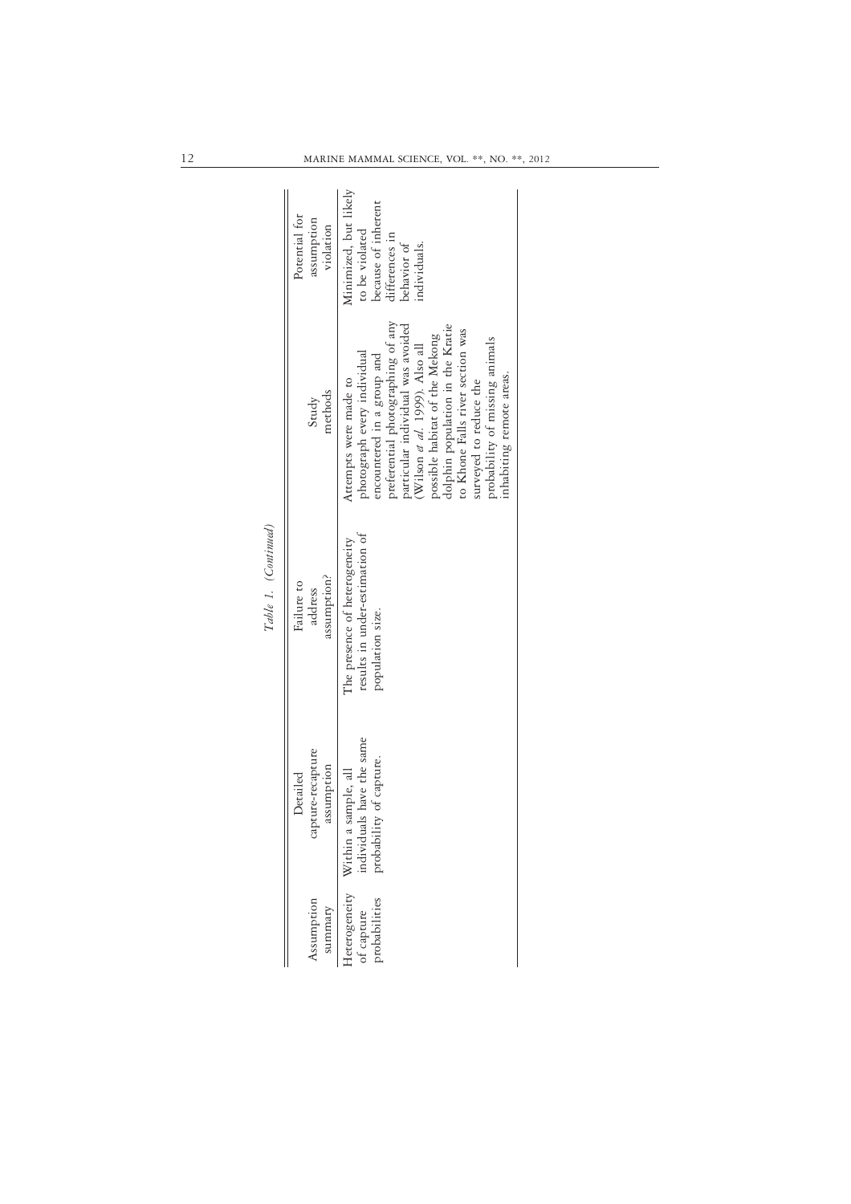*Table 1.* (*Continued*)

| Assumption summary | Detailed capture-recapture assumption | Failure to address assumption? | Study methods | Potential for assumption violation |
|---|---|---|---|---|
| Heterogeneity of capture probabilities | Within a sample, all individuals have the same probability of capture. | The presence of heterogeneity results in under-estimation of population size. | Attempts were made to photograph every individual encountered in a group and preferential photographing of any particular individual was avoided (Wilson *et al.* 1999). Also all possible habitat of the Mekong dolphin population in the Kratie to Khone Falls river section was surveyed to reduce the probability of missing animals inhabiting remote areas. | Minimized, but likely to be violated because of inherent differences in behavior of individuals. |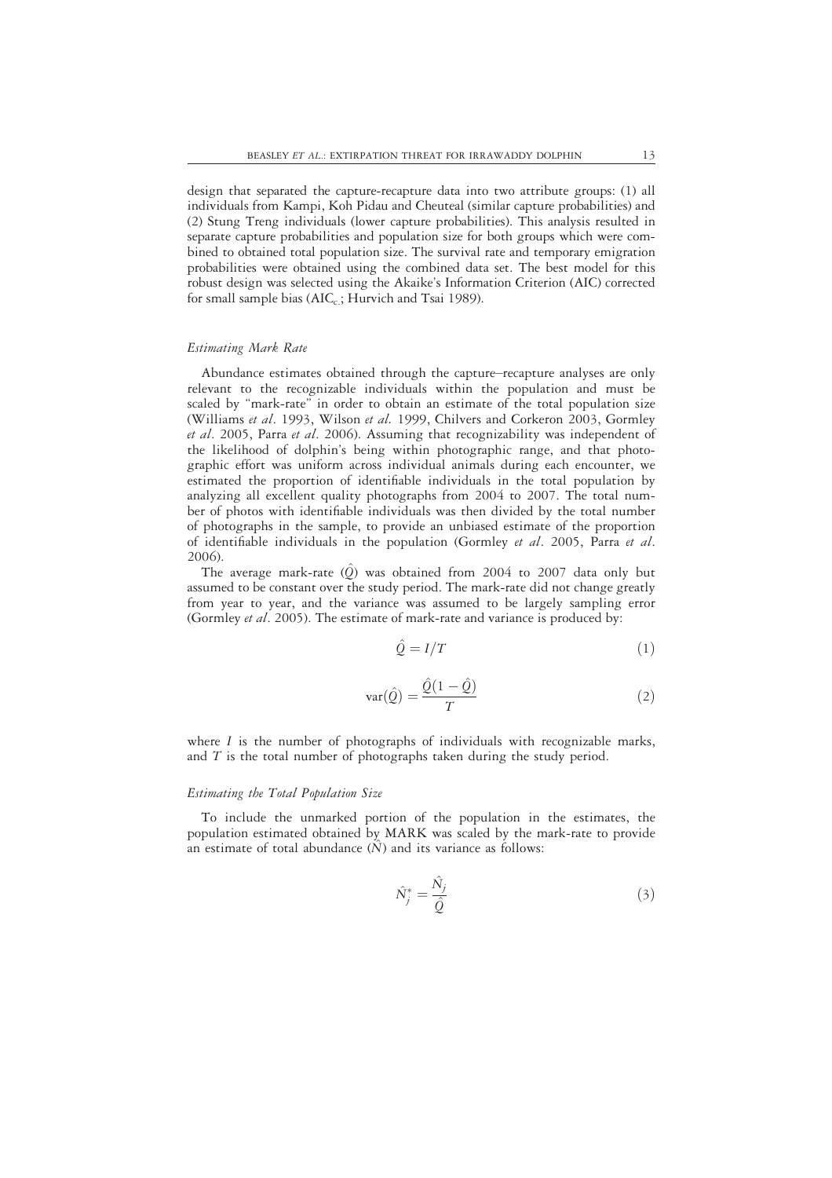design that separated the capture-recapture data into two attribute groups: (1) all individuals from Kampi, Koh Pidau and Cheuteal (similar capture probabilities) and (2) Stung Treng individuals (lower capture probabilities). This analysis resulted in separate capture probabilities and population size for both groups which were combined to obtained total population size. The survival rate and temporary emigration probabilities were obtained using the combined data set. The best model for this robust design was selected using the Akaike's Information Criterion (AIC) corrected for small sample bias ($AIC_c$; Hurvich and Tsai 1989).

### *Estimating Mark Rate*

Abundance estimates obtained through the capture–recapture analyses are only relevant to the recognizable individuals within the population and must be scaled by "mark-rate" in order to obtain an estimate of the total population size (Williams *et al*. 1993, Wilson *et al.* 1999, Chilvers and Corkeron 2003, Gormley *et al*. 2005, Parra *et al*. 2006). Assuming that recognizability was independent of the likelihood of dolphin's being within photographic range, and that photographic effort was uniform across individual animals during each encounter, we estimated the proportion of identifiable individuals in the total population by analyzing all excellent quality photographs from 2004 to 2007. The total number of photos with identifiable individuals was then divided by the total number of photographs in the sample, to provide an unbiased estimate of the proportion of identifiable individuals in the population (Gormley *et al*. 2005, Parra *et al*. 2006).

The average mark-rate ($\hat{Q}$) was obtained from 2004 to 2007 data only but assumed to be constant over the study period. The mark-rate did not change greatly from year to year, and the variance was assumed to be largely sampling error (Gormley *et al*. 2005). The estimate of mark-rate and variance is produced by:

$$\hat{Q} = I/T \tag{1}$$

$$\mathrm{var}(\hat{Q}) = \frac{\hat{Q}(1-\hat{Q})}{T} \tag{2}$$

where $I$ is the number of photographs of individuals with recognizable marks, and $T$ is the total number of photographs taken during the study period.

### *Estimating the Total Population Size*

To include the unmarked portion of the population in the estimates, the population estimated obtained by MARK was scaled by the mark-rate to provide an estimate of total abundance ($\hat{N}$) and its variance as follows:

$$\hat{N}_j^* = \frac{\hat{N}_j}{\hat{Q}} \tag{3}$$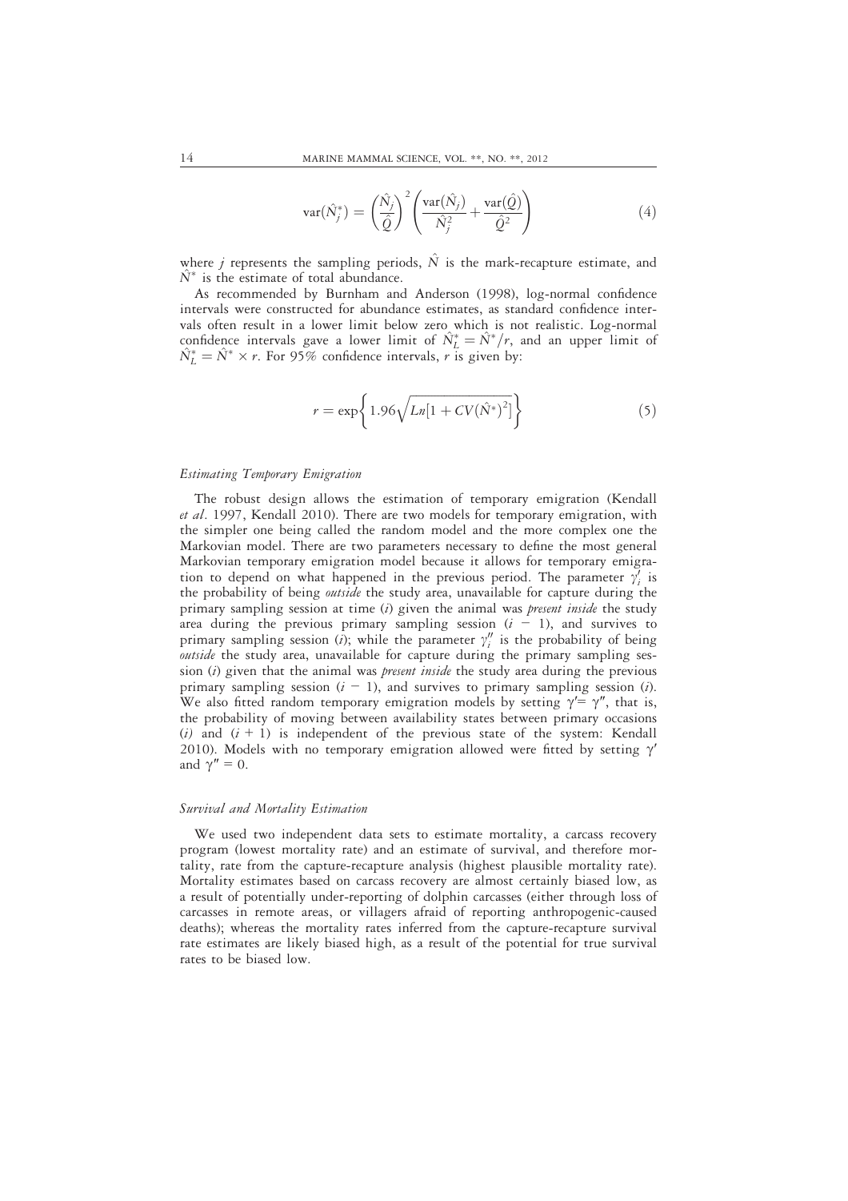$$\text{var}(\hat{N}_j^*) = \left(\frac{\hat{N}_j}{\hat{Q}}\right)^2 \left(\frac{\text{var}(\hat{N}_j)}{\hat{N}_j^2} + \frac{\text{var}(\hat{Q})}{\hat{Q}^2}\right) \tag{4}$$

where $j$ represents the sampling periods, $\hat{N}$ is the mark-recapture estimate, and $\hat{N}^*$ is the estimate of total abundance.

As recommended by Burnham and Anderson (1998), log-normal confidence intervals were constructed for abundance estimates, as standard confidence intervals often result in a lower limit below zero which is not realistic. Log-normal confidence intervals gave a lower limit of $\hat{N}_L^* = \hat{N}^*/r$, and an upper limit of $\hat{N}_L^* = \hat{N}^* \times r$. For 95% confidence intervals, $r$ is given by:

$$r = \exp\left\{1.96\sqrt{Ln[1 + CV(\hat{N}^*)^2]}\right\} \tag{5}$$

### *Estimating Temporary Emigration*

The robust design allows the estimation of temporary emigration (Kendall *et al*. 1997, Kendall 2010). There are two models for temporary emigration, with the simpler one being called the random model and the more complex one the Markovian model. There are two parameters necessary to define the most general Markovian temporary emigration model because it allows for temporary emigration to depend on what happened in the previous period. The parameter $\gamma_i'$ is the probability of being *outside* the study area, unavailable for capture during the primary sampling session at time ($i$) given the animal was *present inside* the study area during the previous primary sampling session ($i - 1$), and survives to primary sampling session ($i$); while the parameter $\gamma_i''$ is the probability of being *outside* the study area, unavailable for capture during the primary sampling session ($i$) given that the animal was *present inside* the study area during the previous primary sampling session ($i - 1$), and survives to primary sampling session ($i$). We also fitted random temporary emigration models by setting $\gamma' = \gamma''$, that is, the probability of moving between availability states between primary occasions ($i$) and ($i + 1$) is independent of the previous state of the system: Kendall 2010). Models with no temporary emigration allowed were fitted by setting $\gamma'$ and $\gamma'' = 0$.

### *Survival and Mortality Estimation*

We used two independent data sets to estimate mortality, a carcass recovery program (lowest mortality rate) and an estimate of survival, and therefore mortality, rate from the capture-recapture analysis (highest plausible mortality rate). Mortality estimates based on carcass recovery are almost certainly biased low, as a result of potentially under-reporting of dolphin carcasses (either through loss of carcasses in remote areas, or villagers afraid of reporting anthropogenic-caused deaths); whereas the mortality rates inferred from the capture-recapture survival rate estimates are likely biased high, as a result of the potential for true survival rates to be biased low.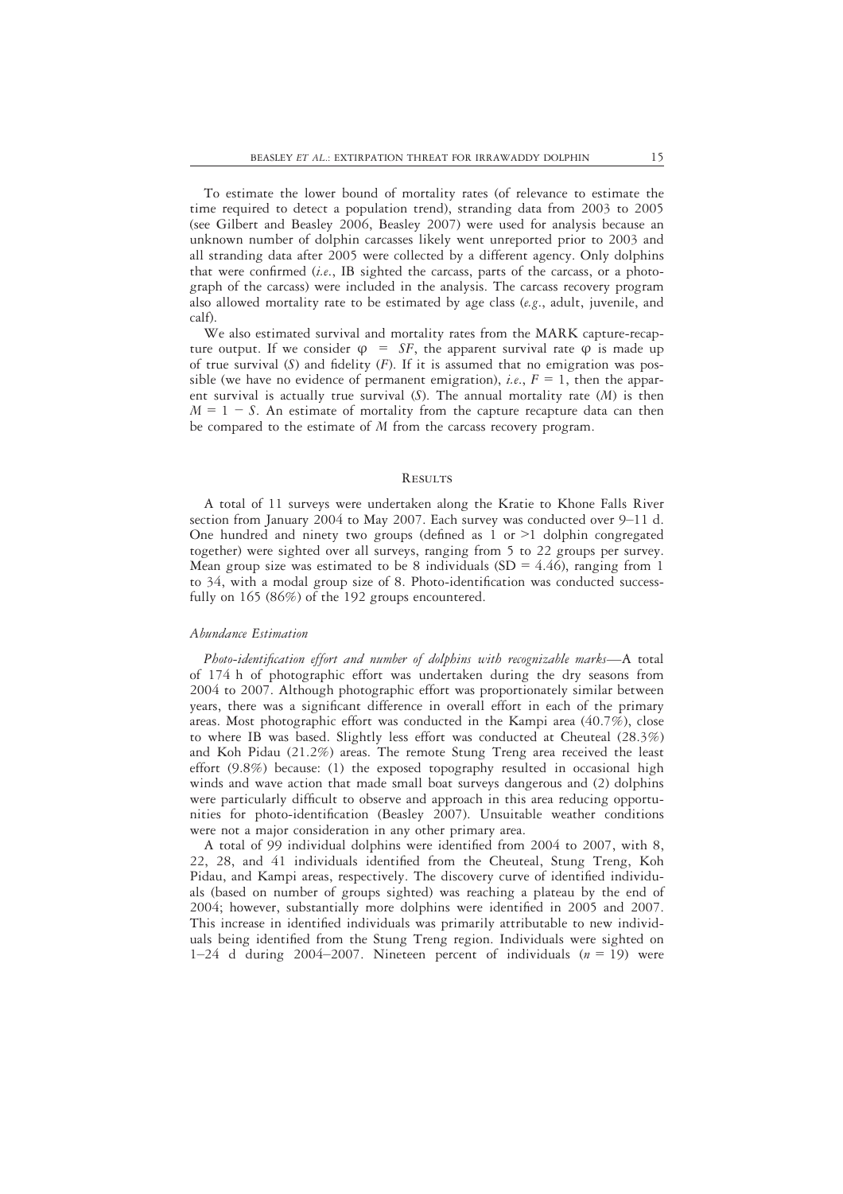To estimate the lower bound of mortality rates (of relevance to estimate the time required to detect a population trend), stranding data from 2003 to 2005 (see Gilbert and Beasley 2006, Beasley 2007) were used for analysis because an unknown number of dolphin carcasses likely went unreported prior to 2003 and all stranding data after 2005 were collected by a different agency. Only dolphins that were confirmed (*i.e.*, IB sighted the carcass, parts of the carcass, or a photograph of the carcass) were included in the analysis. The carcass recovery program also allowed mortality rate to be estimated by age class (*e.g.*, adult, juvenile, and calf).

We also estimated survival and mortality rates from the MARK capture-recapture output. If we consider $\varphi = SF$, the apparent survival rate $\varphi$ is made up of true survival ($S$) and fidelity ($F$). If it is assumed that no emigration was possible (we have no evidence of permanent emigration), *i.e.*, $F = 1$, then the apparent survival is actually true survival ($S$). The annual mortality rate ($M$) is then $M = 1 - S$. An estimate of mortality from the capture recapture data can then be compared to the estimate of $M$ from the carcass recovery program.

## Results

A total of 11 surveys were undertaken along the Kratie to Khone Falls River section from January 2004 to May 2007. Each survey was conducted over 9–11 d. One hundred and ninety two groups (defined as 1 or >1 dolphin congregated together) were sighted over all surveys, ranging from 5 to 22 groups per survey. Mean group size was estimated to be 8 individuals (SD = 4.46), ranging from 1 to 34, with a modal group size of 8. Photo-identification was conducted successfully on 165 (86%) of the 192 groups encountered.

### *Abundance Estimation*

*Photo-identification effort and number of dolphins with recognizable marks*—A total of 174 h of photographic effort was undertaken during the dry seasons from 2004 to 2007. Although photographic effort was proportionately similar between years, there was a significant difference in overall effort in each of the primary areas. Most photographic effort was conducted in the Kampi area (40.7%), close to where IB was based. Slightly less effort was conducted at Cheuteal (28.3%) and Koh Pidau (21.2%) areas. The remote Stung Treng area received the least effort (9.8%) because: (1) the exposed topography resulted in occasional high winds and wave action that made small boat surveys dangerous and (2) dolphins were particularly difficult to observe and approach in this area reducing opportunities for photo-identification (Beasley 2007). Unsuitable weather conditions were not a major consideration in any other primary area.

A total of 99 individual dolphins were identified from 2004 to 2007, with 8, 22, 28, and 41 individuals identified from the Cheuteal, Stung Treng, Koh Pidau, and Kampi areas, respectively. The discovery curve of identified individuals (based on number of groups sighted) was reaching a plateau by the end of 2004; however, substantially more dolphins were identified in 2005 and 2007. This increase in identified individuals was primarily attributable to new individuals being identified from the Stung Treng region. Individuals were sighted on 1–24 d during 2004–2007. Nineteen percent of individuals ($n = 19$) were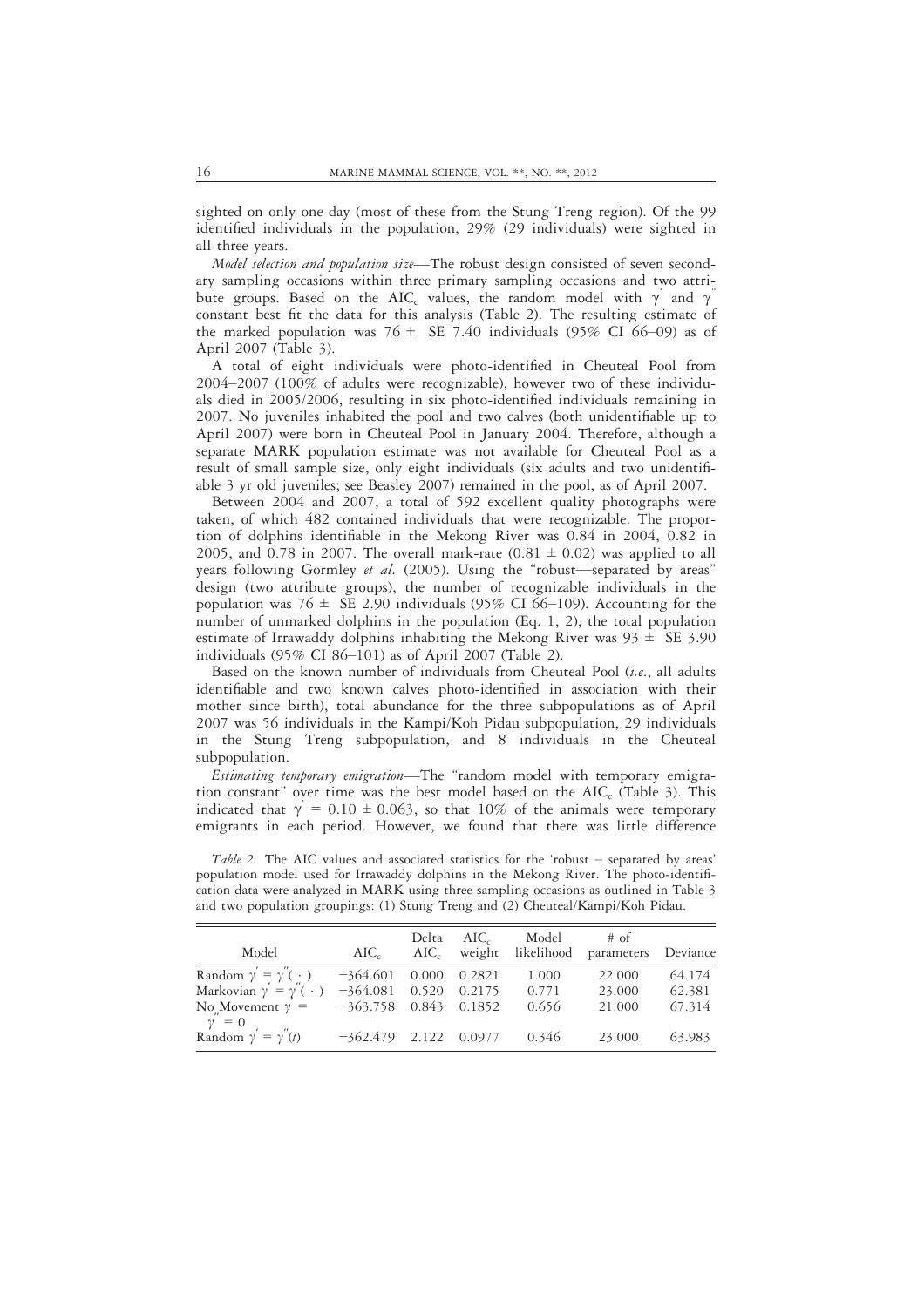sighted on only one day (most of these from the Stung Treng region). Of the 99 identified individuals in the population, 29% (29 individuals) were sighted in all three years.

*Model selection and population size*—The robust design consisted of seven secondary sampling occasions within three primary sampling occasions and two attribute groups. Based on the $AIC_c$ values, the random model with $\gamma'$ and $\gamma''$ constant best fit the data for this analysis (Table 2). The resulting estimate of the marked population was 76 ± SE 7.40 individuals (95% CI 66–09) as of April 2007 (Table 3).

A total of eight individuals were photo-identified in Cheuteal Pool from 2004–2007 (100% of adults were recognizable), however two of these individuals died in 2005/2006, resulting in six photo-identified individuals remaining in 2007. No juveniles inhabited the pool and two calves (both unidentifiable up to April 2007) were born in Cheuteal Pool in January 2004. Therefore, although a separate MARK population estimate was not available for Cheuteal Pool as a result of small sample size, only eight individuals (six adults and two unidentifiable 3 yr old juveniles; see Beasley 2007) remained in the pool, as of April 2007.

Between 2004 and 2007, a total of 592 excellent quality photographs were taken, of which 482 contained individuals that were recognizable. The proportion of dolphins identifiable in the Mekong River was 0.84 in 2004, 0.82 in 2005, and 0.78 in 2007. The overall mark-rate (0.81 ± 0.02) was applied to all years following Gormley *et al.* (2005). Using the "robust—separated by areas" design (two attribute groups), the number of recognizable individuals in the population was 76 ± SE 2.90 individuals (95% CI 66–109). Accounting for the number of unmarked dolphins in the population (Eq. 1, 2), the total population estimate of Irrawaddy dolphins inhabiting the Mekong River was 93 ± SE 3.90 individuals (95% CI 86–101) as of April 2007 (Table 2).

Based on the known number of individuals from Cheuteal Pool (*i.e.*, all adults identifiable and two known calves photo-identified in association with their mother since birth), total abundance for the three subpopulations as of April 2007 was 56 individuals in the Kampi/Koh Pidau subpopulation, 29 individuals in the Stung Treng subpopulation, and 8 individuals in the Cheuteal subpopulation.

*Estimating temporary emigration*—The "random model with temporary emigration constant" over time was the best model based on the $AIC_c$ (Table 3). This indicated that $\gamma' = 0.10 \pm 0.063$, so that 10% of the animals were temporary emigrants in each period. However, we found that there was little difference

*Table 2.* The AIC values and associated statistics for the 'robust – separated by areas' population model used for Irrawaddy dolphins in the Mekong River. The photo-identification data were analyzed in MARK using three sampling occasions as outlined in Table 3 and two population groupings: (1) Stung Treng and (2) Cheuteal/Kampi/Koh Pidau.

| Model | $AIC_c$ | Delta $AIC_c$ | $AIC_c$ weight | Model likelihood | # of parameters | Deviance |
|---|---|---|---|---|---|---|
| Random $\gamma' = \gamma''(\cdot)$ | −364.601 | 0.000 | 0.2821 | 1.000 | 22.000 | 64.174 |
| Markovian $\gamma' = \gamma''(\cdot)$ | −364.081 | 0.520 | 0.2175 | 0.771 | 23.000 | 62.381 |
| No Movement $\gamma' = \gamma'' = 0$ | −363.758 | 0.843 | 0.1852 | 0.656 | 21.000 | 67.314 |
| Random $\gamma' = \gamma''(t)$ | −362.479 | 2.122 | 0.0977 | 0.346 | 23.000 | 63.983 |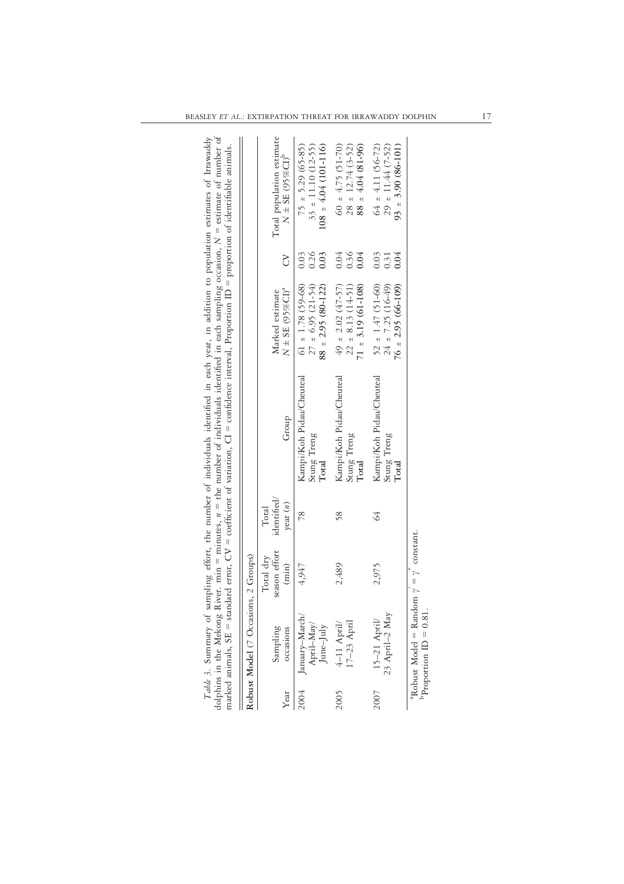*Table 3.* Summary of sampling effort, the number of individuals identified in each year, in addition to population estimates of Irrawaddy dolphins in the Mekong River. min = minutes, $n$ = the number of individuals identified in each sampling occasion, $N$ = estimate of number of marked animals, SE = standard error, CV = coefficient of variation, CI = confidence interval, Proportion ID = proportion of identifiable animals.

| Robust Model (7 Occasions, 2 Groups) | | | | | | | |
|---|---|---|---|---|---|---|---|
| Year | Sampling occasions | Total dry season effort (min) | Total identified/ year ($n$) | Group | Marked estimate $N \pm$ SE (95%CI)[a] | CV | Total population estimate $N \pm$ SE (95%CI)[b] |
| 2004 | January–March/ April–May/ June–July | 4,947 | 78 | Kampi/Koh Pidau/Cheuteal | 61 ± 1.78 (59-68) | 0.03 | 75 ± 5.29 (65-85) |
| | | | | Stung Treng | 27 ± 6.95 (21-54) | 0.26 | 33 ± 11.10 (12-55) |
| | | | | **Total** | **88 ± 2.95 (80-122)** | **0.03** | **108 ± 4.04 (101-116)** |
| 2005 | 4–11 April/ 17–23 April | 2,489 | 58 | Kampi/Koh Pidau/Cheuteal | 49 ± 2.02 (47-57) | 0.04 | 60 ± 4.75 (51-70) |
| | | | | Stung Treng | 22 ± 8.13 (14-51) | 0.36 | 28 ± 12.74 (3-52) |
| | | | | **Total** | **71 ± 3.19 (61-108)** | **0.04** | **88 ± 4.04 (81-96)** |
| 2007 | 15–21 April/ 23 April–2 May | 2,975 | 64 | Kampi/Koh Pidau/Cheuteal | 52 ± 1.47 (51-60) | 0.03 | 64 ± 4.11 (56-72) |
| | | | | Stung Treng | 24 ± 7.25 (16-49) | 0.31 | 29 ± 11.44 (7-52) |
| | | | | **Total** | **76 ± 2.95 (66-109)** | **0.04** | **93 ± 3.90 (86-101)** |

[a]Robust Model = Random $\gamma' = \gamma''$ constant.
[b]Proportion ID = 0.81.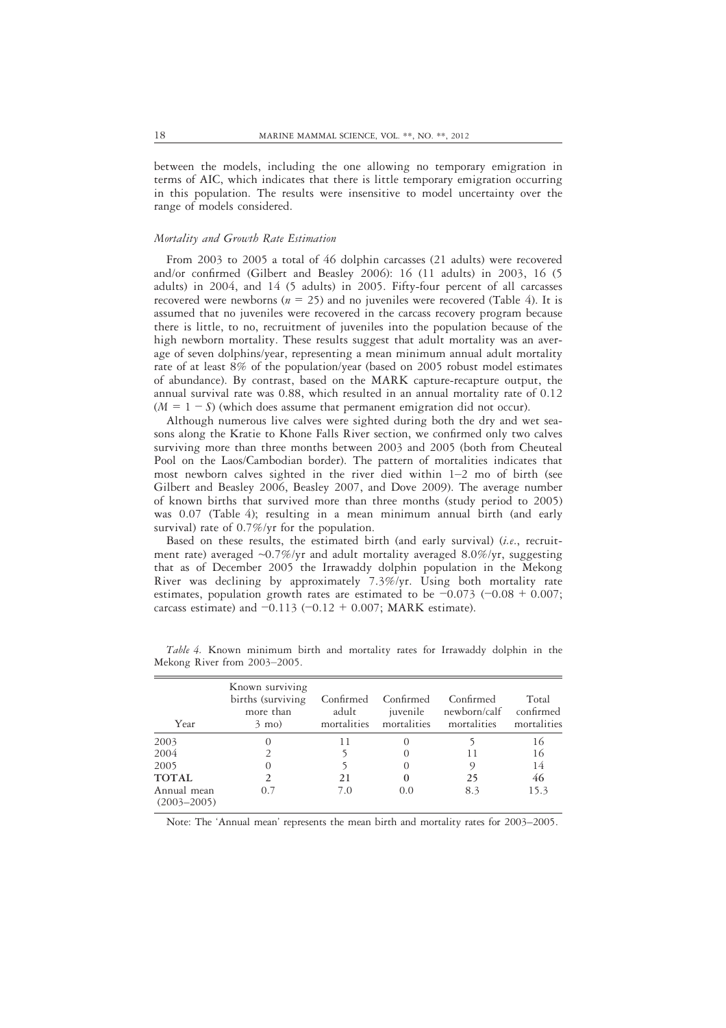between the models, including the one allowing no temporary emigration in terms of AIC, which indicates that there is little temporary emigration occurring in this population. The results were insensitive to model uncertainty over the range of models considered.

### *Mortality and Growth Rate Estimation*

From 2003 to 2005 a total of 46 dolphin carcasses (21 adults) were recovered and/or confirmed (Gilbert and Beasley 2006): 16 (11 adults) in 2003, 16 (5 adults) in 2004, and 14 (5 adults) in 2005. Fifty-four percent of all carcasses recovered were newborns ($n = 25$) and no juveniles were recovered (Table 4). It is assumed that no juveniles were recovered in the carcass recovery program because there is little, to no, recruitment of juveniles into the population because of the high newborn mortality. These results suggest that adult mortality was an average of seven dolphins/year, representing a mean minimum annual adult mortality rate of at least 8% of the population/year (based on 2005 robust model estimates of abundance). By contrast, based on the MARK capture-recapture output, the annual survival rate was 0.88, which resulted in an annual mortality rate of 0.12 ($M = 1 - S$) (which does assume that permanent emigration did not occur).

Although numerous live calves were sighted during both the dry and wet seasons along the Kratie to Khone Falls River section, we confirmed only two calves surviving more than three months between 2003 and 2005 (both from Cheuteal Pool on the Laos/Cambodian border). The pattern of mortalities indicates that most newborn calves sighted in the river died within 1–2 mo of birth (see Gilbert and Beasley 2006, Beasley 2007, and Dove 2009). The average number of known births that survived more than three months (study period to 2005) was 0.07 (Table 4); resulting in a mean minimum annual birth (and early survival) rate of 0.7%/yr for the population.

Based on these results, the estimated birth (and early survival) (*i.e.*, recruitment rate) averaged ~0.7%/yr and adult mortality averaged 8.0%/yr, suggesting that as of December 2005 the Irrawaddy dolphin population in the Mekong River was declining by approximately 7.3%/yr. Using both mortality rate estimates, population growth rates are estimated to be −0.073 (−0.08 + 0.007; carcass estimate) and −0.113 (−0.12 + 0.007; MARK estimate).

*Table 4.* Known minimum birth and mortality rates for Irrawaddy dolphin in the Mekong River from 2003–2005.

| Year | Known surviving births (surviving more than 3 mo) | Confirmed adult mortalities | Confirmed juvenile mortalities | Confirmed newborn/calf mortalities | Total confirmed mortalities |
|---|---|---|---|---|---|
| 2003 | 0 | 11 | 0 | 5 | 16 |
| 2004 | 2 | 5 | 0 | 11 | 16 |
| 2005 | 0 | 5 | 0 | 9 | 14 |
| **TOTAL** | 2 | **21** | **0** | **25** | **46** |
| Annual mean (2003–2005) | 0.7 | 7.0 | 0.0 | 8.3 | 15.3 |

Note: The 'Annual mean' represents the mean birth and mortality rates for 2003–2005.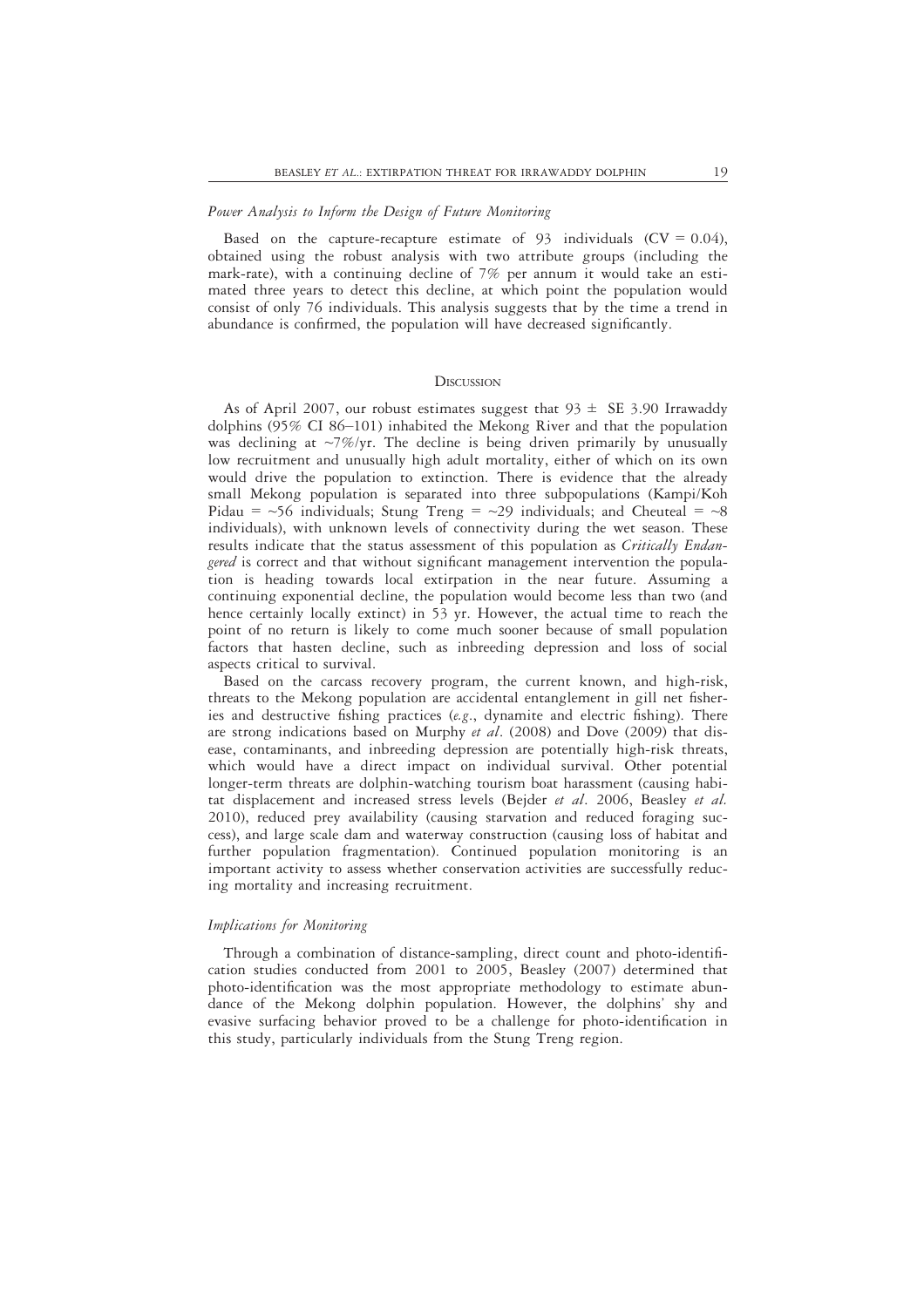*Power Analysis to Inform the Design of Future Monitoring*

Based on the capture-recapture estimate of 93 individuals (CV = 0.04), obtained using the robust analysis with two attribute groups (including the mark-rate), with a continuing decline of 7% per annum it would take an estimated three years to detect this decline, at which point the population would consist of only 76 individuals. This analysis suggests that by the time a trend in abundance is confirmed, the population will have decreased significantly.

## Discussion

As of April 2007, our robust estimates suggest that 93 ± SE 3.90 Irrawaddy dolphins (95% CI 86–101) inhabited the Mekong River and that the population was declining at ~7%/yr. The decline is being driven primarily by unusually low recruitment and unusually high adult mortality, either of which on its own would drive the population to extinction. There is evidence that the already small Mekong population is separated into three subpopulations (Kampi/Koh Pidau = ~56 individuals; Stung Treng = ~29 individuals; and Cheuteal = ~8 individuals), with unknown levels of connectivity during the wet season. These results indicate that the status assessment of this population as *Critically Endangered* is correct and that without significant management intervention the population is heading towards local extirpation in the near future. Assuming a continuing exponential decline, the population would become less than two (and hence certainly locally extinct) in 53 yr. However, the actual time to reach the point of no return is likely to come much sooner because of small population factors that hasten decline, such as inbreeding depression and loss of social aspects critical to survival.

Based on the carcass recovery program, the current known, and high-risk, threats to the Mekong population are accidental entanglement in gill net fisheries and destructive fishing practices (*e.g.*, dynamite and electric fishing). There are strong indications based on Murphy *et al*. (2008) and Dove (2009) that disease, contaminants, and inbreeding depression are potentially high-risk threats, which would have a direct impact on individual survival. Other potential longer-term threats are dolphin-watching tourism boat harassment (causing habitat displacement and increased stress levels (Bejder *et al*. 2006, Beasley *et al.* 2010), reduced prey availability (causing starvation and reduced foraging success), and large scale dam and waterway construction (causing loss of habitat and further population fragmentation). Continued population monitoring is an important activity to assess whether conservation activities are successfully reducing mortality and increasing recruitment.

*Implications for Monitoring*

Through a combination of distance-sampling, direct count and photo-identification studies conducted from 2001 to 2005, Beasley (2007) determined that photo-identification was the most appropriate methodology to estimate abundance of the Mekong dolphin population. However, the dolphins' shy and evasive surfacing behavior proved to be a challenge for photo-identification in this study, particularly individuals from the Stung Treng region.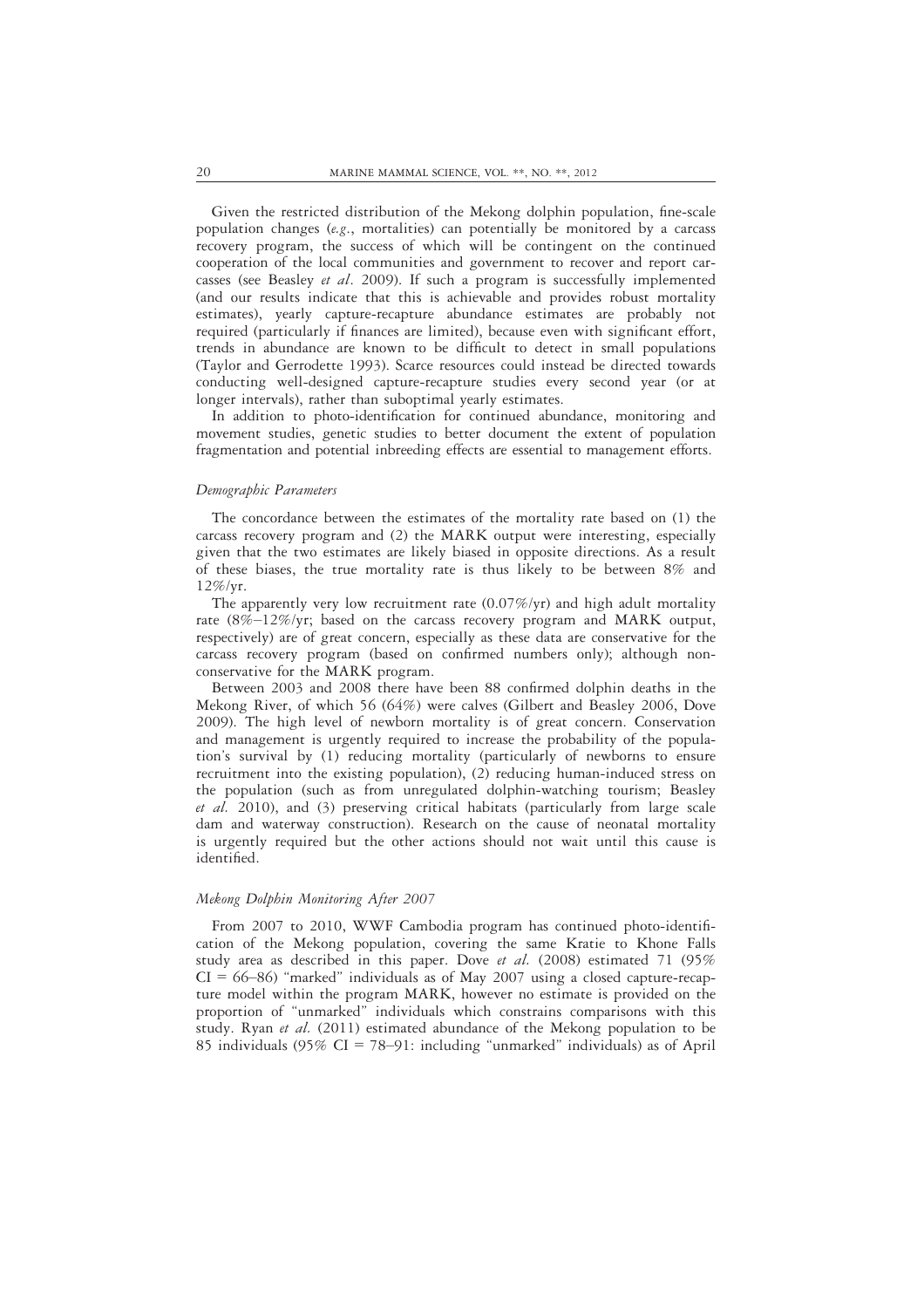Given the restricted distribution of the Mekong dolphin population, fine-scale population changes (*e.g.*, mortalities) can potentially be monitored by a carcass recovery program, the success of which will be contingent on the continued cooperation of the local communities and government to recover and report carcasses (see Beasley *et al*. 2009). If such a program is successfully implemented (and our results indicate that this is achievable and provides robust mortality estimates), yearly capture-recapture abundance estimates are probably not required (particularly if finances are limited), because even with significant effort, trends in abundance are known to be difficult to detect in small populations (Taylor and Gerrodette 1993). Scarce resources could instead be directed towards conducting well-designed capture-recapture studies every second year (or at longer intervals), rather than suboptimal yearly estimates.

In addition to photo-identification for continued abundance, monitoring and movement studies, genetic studies to better document the extent of population fragmentation and potential inbreeding effects are essential to management efforts.

### *Demographic Parameters*

The concordance between the estimates of the mortality rate based on (1) the carcass recovery program and (2) the MARK output were interesting, especially given that the two estimates are likely biased in opposite directions. As a result of these biases, the true mortality rate is thus likely to be between 8% and 12%/yr.

The apparently very low recruitment rate (0.07%/yr) and high adult mortality rate (8%–12%/yr; based on the carcass recovery program and MARK output, respectively) are of great concern, especially as these data are conservative for the carcass recovery program (based on confirmed numbers only); although non-conservative for the MARK program.

Between 2003 and 2008 there have been 88 confirmed dolphin deaths in the Mekong River, of which 56 (64%) were calves (Gilbert and Beasley 2006, Dove 2009). The high level of newborn mortality is of great concern. Conservation and management is urgently required to increase the probability of the population's survival by (1) reducing mortality (particularly of newborns to ensure recruitment into the existing population), (2) reducing human-induced stress on the population (such as from unregulated dolphin-watching tourism; Beasley *et al.* 2010), and (3) preserving critical habitats (particularly from large scale dam and waterway construction). Research on the cause of neonatal mortality is urgently required but the other actions should not wait until this cause is identified.

### *Mekong Dolphin Monitoring After 2007*

From 2007 to 2010, WWF Cambodia program has continued photo-identification of the Mekong population, covering the same Kratie to Khone Falls study area as described in this paper. Dove *et al.* (2008) estimated 71 (95% CI = 66–86) "marked" individuals as of May 2007 using a closed capture-recapture model within the program MARK, however no estimate is provided on the proportion of "unmarked" individuals which constrains comparisons with this study. Ryan *et al.* (2011) estimated abundance of the Mekong population to be 85 individuals (95% CI = 78–91: including "unmarked" individuals) as of April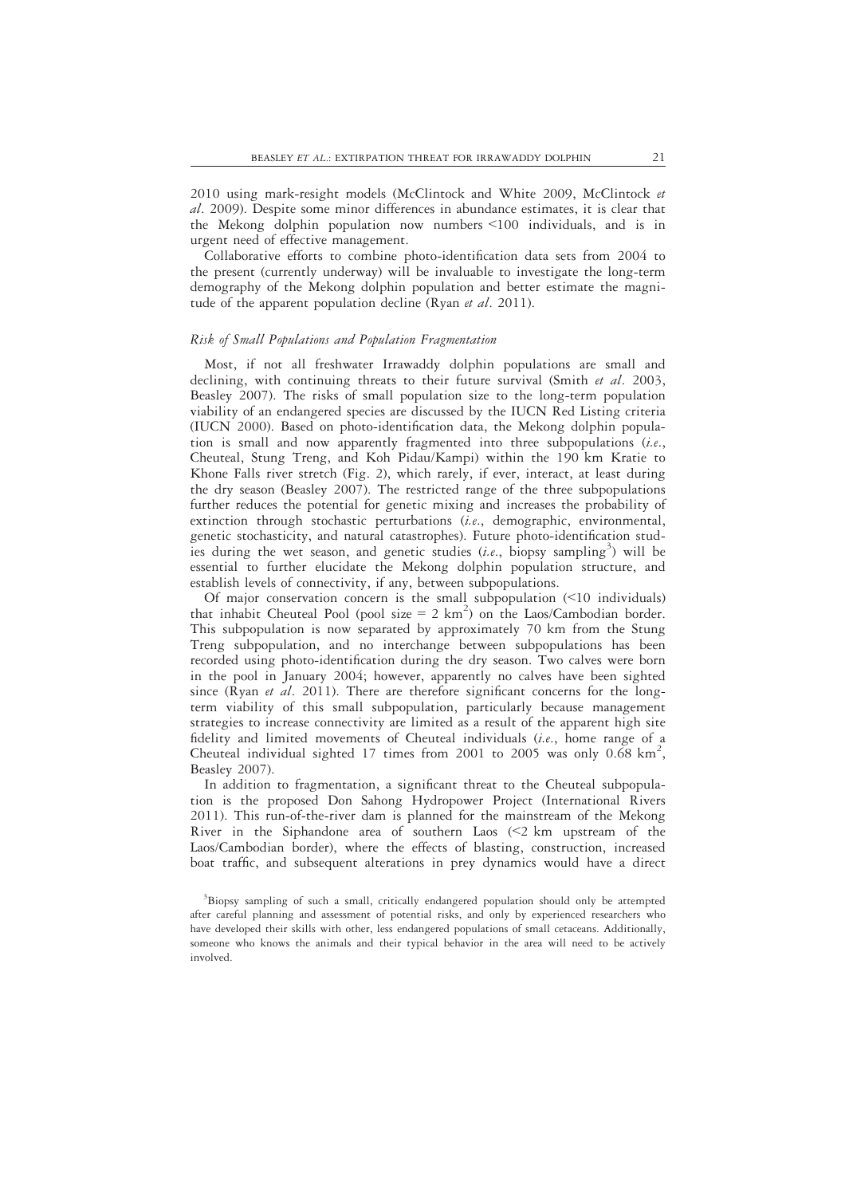2010 using mark-resight models (McClintock and White 2009, McClintock *et al*. 2009). Despite some minor differences in abundance estimates, it is clear that the Mekong dolphin population now numbers <100 individuals, and is in urgent need of effective management.

Collaborative efforts to combine photo-identification data sets from 2004 to the present (currently underway) will be invaluable to investigate the long-term demography of the Mekong dolphin population and better estimate the magnitude of the apparent population decline (Ryan *et al*. 2011).

### *Risk of Small Populations and Population Fragmentation*

Most, if not all freshwater Irrawaddy dolphin populations are small and declining, with continuing threats to their future survival (Smith *et al*. 2003, Beasley 2007). The risks of small population size to the long-term population viability of an endangered species are discussed by the IUCN Red Listing criteria (IUCN 2000). Based on photo-identification data, the Mekong dolphin population is small and now apparently fragmented into three subpopulations (*i.e.*, Cheuteal, Stung Treng, and Koh Pidau/Kampi) within the 190 km Kratie to Khone Falls river stretch (Fig. 2), which rarely, if ever, interact, at least during the dry season (Beasley 2007). The restricted range of the three subpopulations further reduces the potential for genetic mixing and increases the probability of extinction through stochastic perturbations (*i.e.*, demographic, environmental, genetic stochasticity, and natural catastrophes). Future photo-identification studies during the wet season, and genetic studies (*i.e.*, biopsy sampling[3]) will be essential to further elucidate the Mekong dolphin population structure, and establish levels of connectivity, if any, between subpopulations.

Of major conservation concern is the small subpopulation (<10 individuals) that inhabit Cheuteal Pool (pool size = 2 km$^2$) on the Laos/Cambodian border. This subpopulation is now separated by approximately 70 km from the Stung Treng subpopulation, and no interchange between subpopulations has been recorded using photo-identification during the dry season. Two calves were born in the pool in January 2004; however, apparently no calves have been sighted since (Ryan *et al*. 2011). There are therefore significant concerns for the long-term viability of this small subpopulation, particularly because management strategies to increase connectivity are limited as a result of the apparent high site fidelity and limited movements of Cheuteal individuals (*i.e.*, home range of a Cheuteal individual sighted 17 times from 2001 to 2005 was only 0.68 km$^2$, Beasley 2007).

In addition to fragmentation, a significant threat to the Cheuteal subpopulation is the proposed Don Sahong Hydropower Project (International Rivers 2011). This run-of-the-river dam is planned for the mainstream of the Mekong River in the Siphandone area of southern Laos (<2 km upstream of the Laos/Cambodian border), where the effects of blasting, construction, increased boat traffic, and subsequent alterations in prey dynamics would have a direct

[3]Biopsy sampling of such a small, critically endangered population should only be attempted after careful planning and assessment of potential risks, and only by experienced researchers who have developed their skills with other, less endangered populations of small cetaceans. Additionally, someone who knows the animals and their typical behavior in the area will need to be actively involved.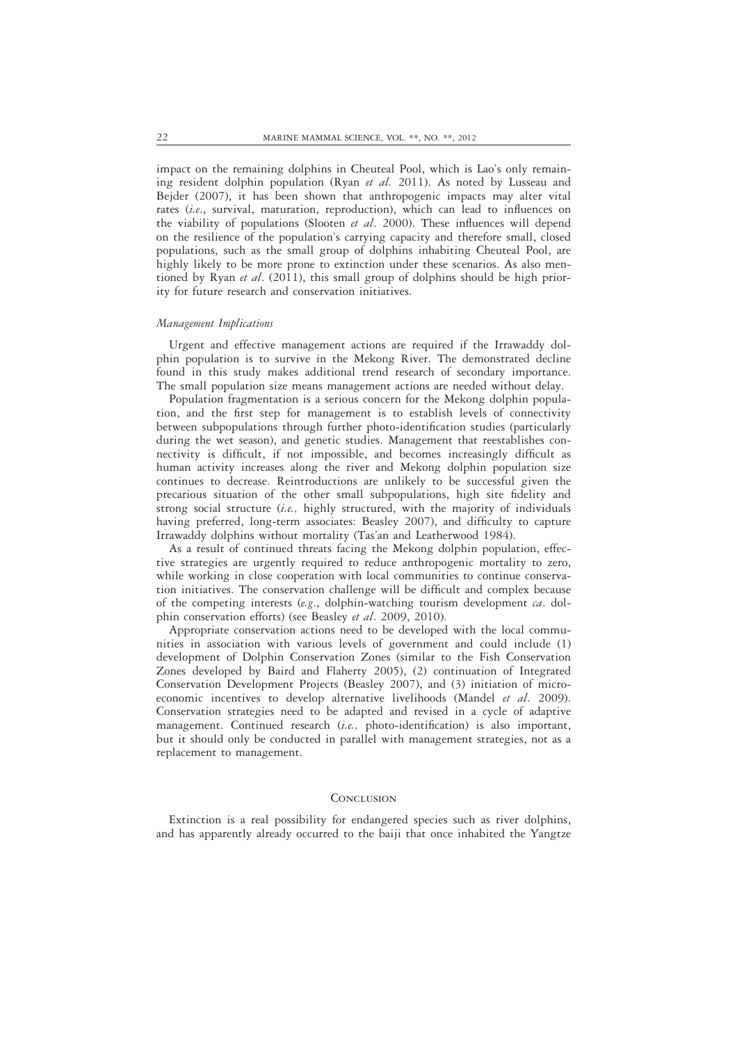impact on the remaining dolphins in Cheuteal Pool, which is Lao's only remaining resident dolphin population (Ryan *et al.* 2011). As noted by Lusseau and Bejder (2007), it has been shown that anthropogenic impacts may alter vital rates (*i.e.*, survival, maturation, reproduction), which can lead to influences on the viability of populations (Slooten *et al*. 2000). These influences will depend on the resilience of the population's carrying capacity and therefore small, closed populations, such as the small group of dolphins inhabiting Cheuteal Pool, are highly likely to be more prone to extinction under these scenarios. As also mentioned by Ryan *et al*. (2011), this small group of dolphins should be high priority for future research and conservation initiatives.

### *Management Implications*

Urgent and effective management actions are required if the Irrawaddy dolphin population is to survive in the Mekong River. The demonstrated decline found in this study makes additional trend research of secondary importance. The small population size means management actions are needed without delay.

Population fragmentation is a serious concern for the Mekong dolphin population, and the first step for management is to establish levels of connectivity between subpopulations through further photo-identification studies (particularly during the wet season), and genetic studies. Management that reestablishes connectivity is difficult, if not impossible, and becomes increasingly difficult as human activity increases along the river and Mekong dolphin population size continues to decrease. Reintroductions are unlikely to be successful given the precarious situation of the other small subpopulations, high site fidelity and strong social structure (*i.e.,* highly structured, with the majority of individuals having preferred, long-term associates: Beasley 2007), and difficulty to capture Irrawaddy dolphins without mortality (Tas'an and Leatherwood 1984).

As a result of continued threats facing the Mekong dolphin population, effective strategies are urgently required to reduce anthropogenic mortality to zero, while working in close cooperation with local communities to continue conservation initiatives. The conservation challenge will be difficult and complex because of the competing interests (*e.g*., dolphin-watching tourism development *ca*. dolphin conservation efforts) (see Beasley *et al*. 2009, 2010).

Appropriate conservation actions need to be developed with the local communities in association with various levels of government and could include (1) development of Dolphin Conservation Zones (similar to the Fish Conservation Zones developed by Baird and Flaherty 2005), (2) continuation of Integrated Conservation Development Projects (Beasley 2007), and (3) initiation of microeconomic incentives to develop alternative livelihoods (Mandel *et al*. 2009). Conservation strategies need to be adapted and revised in a cycle of adaptive management. Continued research (*i.e.,* photo-identification) is also important, but it should only be conducted in parallel with management strategies, not as a replacement to management.

## Conclusion

Extinction is a real possibility for endangered species such as river dolphins, and has apparently already occurred to the baiji that once inhabited the Yangtze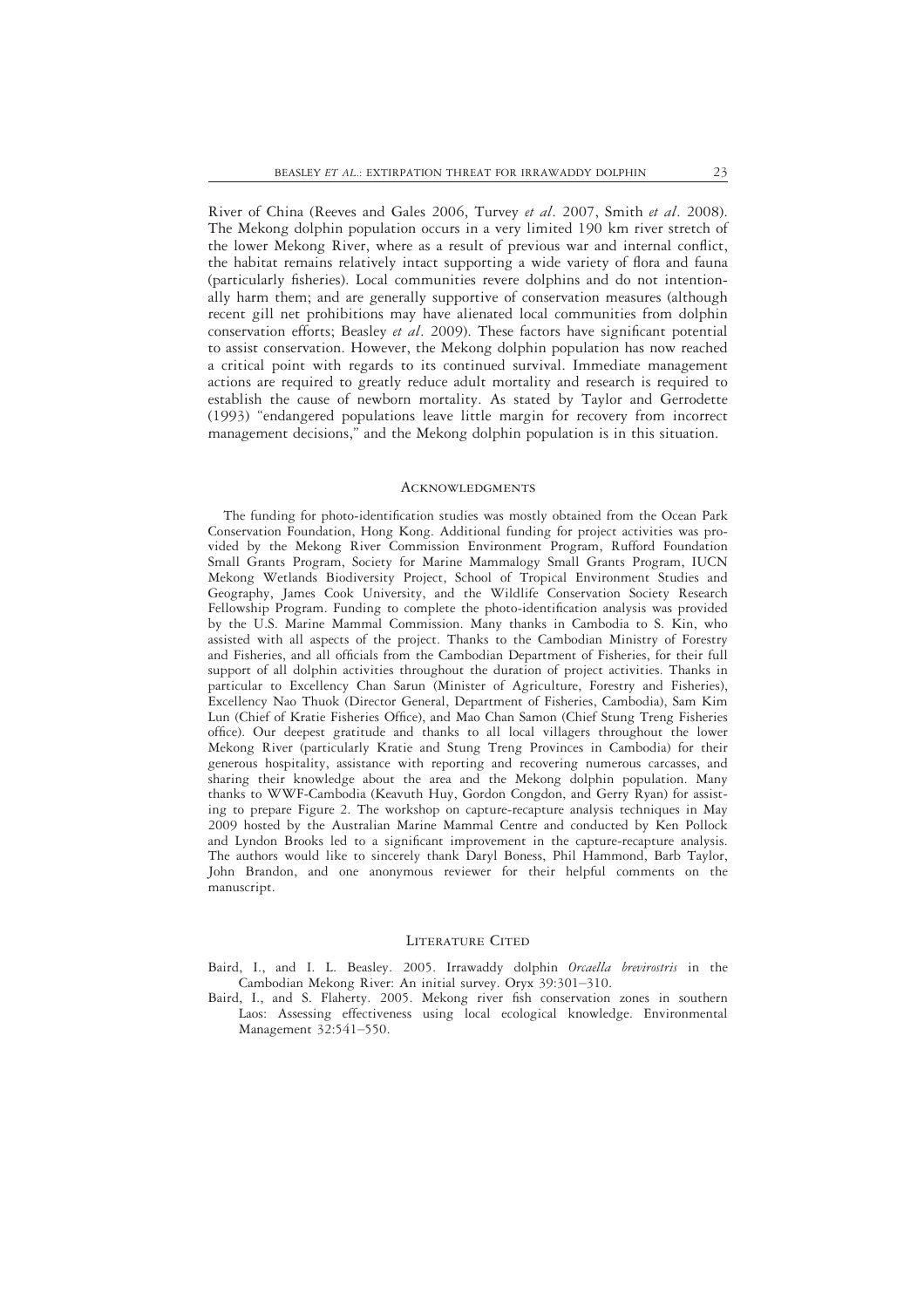River of China (Reeves and Gales 2006, Turvey *et al*. 2007, Smith *et al*. 2008). The Mekong dolphin population occurs in a very limited 190 km river stretch of the lower Mekong River, where as a result of previous war and internal conflict, the habitat remains relatively intact supporting a wide variety of flora and fauna (particularly fisheries). Local communities revere dolphins and do not intentionally harm them; and are generally supportive of conservation measures (although recent gill net prohibitions may have alienated local communities from dolphin conservation efforts; Beasley *et al*. 2009). These factors have significant potential to assist conservation. However, the Mekong dolphin population has now reached a critical point with regards to its continued survival. Immediate management actions are required to greatly reduce adult mortality and research is required to establish the cause of newborn mortality. As stated by Taylor and Gerrodette (1993) "endangered populations leave little margin for recovery from incorrect management decisions," and the Mekong dolphin population is in this situation.

## Acknowledgments

The funding for photo-identification studies was mostly obtained from the Ocean Park Conservation Foundation, Hong Kong. Additional funding for project activities was provided by the Mekong River Commission Environment Program, Rufford Foundation Small Grants Program, Society for Marine Mammalogy Small Grants Program, IUCN Mekong Wetlands Biodiversity Project, School of Tropical Environment Studies and Geography, James Cook University, and the Wildlife Conservation Society Research Fellowship Program. Funding to complete the photo-identification analysis was provided by the U.S. Marine Mammal Commission. Many thanks in Cambodia to S. Kin, who assisted with all aspects of the project. Thanks to the Cambodian Ministry of Forestry and Fisheries, and all officials from the Cambodian Department of Fisheries, for their full support of all dolphin activities throughout the duration of project activities. Thanks in particular to Excellency Chan Sarun (Minister of Agriculture, Forestry and Fisheries), Excellency Nao Thuok (Director General, Department of Fisheries, Cambodia), Sam Kim Lun (Chief of Kratie Fisheries Office), and Mao Chan Samon (Chief Stung Treng Fisheries office). Our deepest gratitude and thanks to all local villagers throughout the lower Mekong River (particularly Kratie and Stung Treng Provinces in Cambodia) for their generous hospitality, assistance with reporting and recovering numerous carcasses, and sharing their knowledge about the area and the Mekong dolphin population. Many thanks to WWF-Cambodia (Keavuth Huy, Gordon Congdon, and Gerry Ryan) for assisting to prepare Figure 2. The workshop on capture-recapture analysis techniques in May 2009 hosted by the Australian Marine Mammal Centre and conducted by Ken Pollock and Lyndon Brooks led to a significant improvement in the capture-recapture analysis. The authors would like to sincerely thank Daryl Boness, Phil Hammond, Barb Taylor, John Brandon, and one anonymous reviewer for their helpful comments on the manuscript.

## Literature Cited

Baird, I., and I. L. Beasley. 2005. Irrawaddy dolphin *Orcaella brevirostris* in the Cambodian Mekong River: An initial survey. Oryx 39:301–310.

Baird, I., and S. Flaherty. 2005. Mekong river fish conservation zones in southern Laos: Assessing effectiveness using local ecological knowledge. Environmental Management 32:541–550.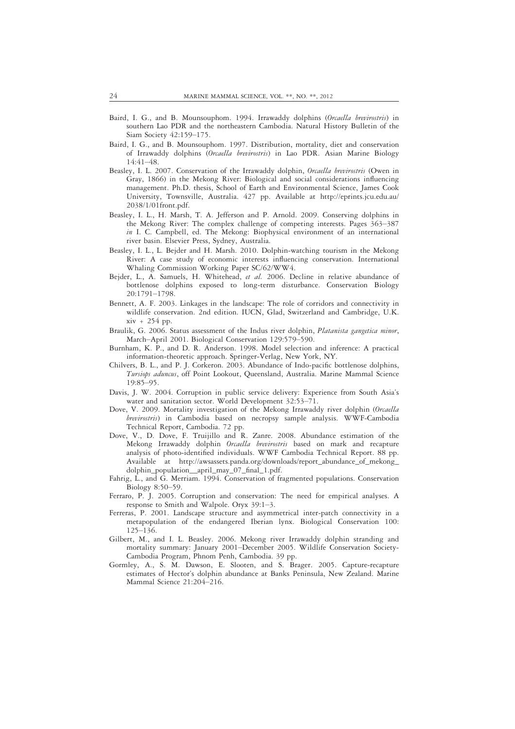Baird, I. G., and B. Mounsouphom. 1994. Irrawaddy dolphins (*Orcaella brevirostris*) in southern Lao PDR and the northeastern Cambodia. Natural History Bulletin of the Siam Society 42:159–175.

Baird, I. G., and B. Mounsouphom. 1997. Distribution, mortality, diet and conservation of Irrawaddy dolphins (*Orcaella brevirostris*) in Lao PDR. Asian Marine Biology 14:41–48.

Beasley, I. L. 2007. Conservation of the Irrawaddy dolphin, *Orcaella brevirostris* (Owen in Gray, 1866) in the Mekong River: Biological and social considerations influencing management. Ph.D. thesis, School of Earth and Environmental Science, James Cook University, Townsville, Australia. 427 pp. Available at http://eprints.jcu.edu.au/2038/1/01front.pdf.

Beasley, I. L., H. Marsh, T. A. Jefferson and P. Arnold. 2009. Conserving dolphins in the Mekong River: The complex challenge of competing interests. Pages 363–387 *in* I. C. Campbell, ed. The Mekong: Biophysical environment of an international river basin. Elsevier Press, Sydney, Australia.

Beasley, I. L., L. Bejder and H. Marsh. 2010. Dolphin-watching tourism in the Mekong River: A case study of economic interests influencing conservation. International Whaling Commission Working Paper SC/62/WW4.

Bejder, L., A. Samuels, H. Whitehead, *et al.* 2006. Decline in relative abundance of bottlenose dolphins exposed to long-term disturbance. Conservation Biology 20:1791–1798.

Bennett, A. F. 2003. Linkages in the landscape: The role of corridors and connectivity in wildlife conservation. 2nd edition. IUCN, Glad, Switzerland and Cambridge, U.K. xiv + 254 pp.

Braulik, G. 2006. Status assessment of the Indus river dolphin, *Platanista gangetica minor*, March–April 2001. Biological Conservation 129:579–590.

Burnham, K. P., and D. R. Anderson. 1998. Model selection and inference: A practical information-theoretic approach. Springer-Verlag, New York, NY.

Chilvers, B. L., and P. J. Corkeron. 2003. Abundance of Indo-pacific bottlenose dolphins, *Tursiops aduncus*, off Point Lookout, Queensland, Australia. Marine Mammal Science 19:85–95.

Davis, J. W. 2004. Corruption in public service delivery: Experience from South Asia's water and sanitation sector. World Development 32:53–71.

Dove, V. 2009. Mortality investigation of the Mekong Irrawaddy river dolphin (*Orcaella brevirostris*) in Cambodia based on necropsy sample analysis. WWF-Cambodia Technical Report, Cambodia. 72 pp.

Dove, V., D. Dove, F. Truijillo and R. Zanre. 2008. Abundance estimation of the Mekong Irrawaddy dolphin *Orcaella brevirostris* based on mark and recapture analysis of photo-identified individuals. WWF Cambodia Technical Report. 88 pp. Available at http://awsassets.panda.org/downloads/report_abundance_of_mekong_dolphin_population__april_may_07_final_1.pdf.

Fahrig, L., and G. Merriam. 1994. Conservation of fragmented populations. Conservation Biology 8:50–59.

Ferraro, P. J. 2005. Corruption and conservation: The need for empirical analyses. A response to Smith and Walpole. Oryx 39:1–3.

Ferreras, P. 2001. Landscape structure and asymmetrical inter-patch connectivity in a metapopulation of the endangered Iberian lynx. Biological Conservation 100: 125–136.

Gilbert, M., and I. L. Beasley. 2006. Mekong river Irrawaddy dolphin stranding and mortality summary: January 2001–December 2005. Wildlife Conservation Society-Cambodia Program, Phnom Penh, Cambodia. 39 pp.

Gormley, A., S. M. Dawson, E. Slooten, and S. Brager. 2005. Capture-recapture estimates of Hector's dolphin abundance at Banks Peninsula, New Zealand. Marine Mammal Science 21:204–216.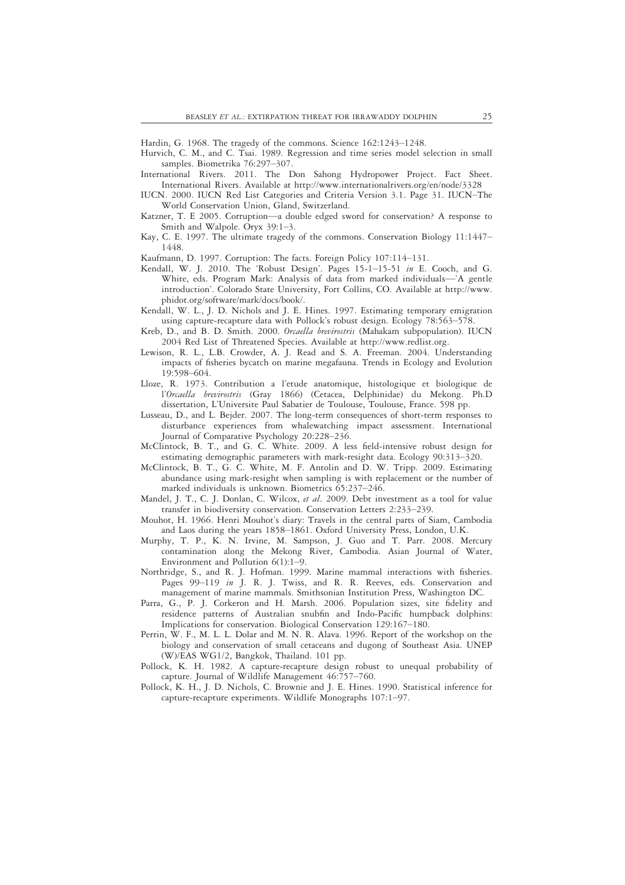Hardin, G. 1968. The tragedy of the commons. Science 162:1243–1248.

Hurvich, C. M., and C. Tsai. 1989. Regression and time series model selection in small samples. Biometrika 76:297–307.

International Rivers. 2011. The Don Sahong Hydropower Project. Fact Sheet. International Rivers. Available at http://www.internationalrivers.org/en/node/3328

IUCN. 2000. IUCN Red List Categories and Criteria Version 3.1. Page 31. IUCN–The World Conservation Union, Gland, Switzerland.

Katzner, T. E 2005. Corruption—a double edged sword for conservation? A response to Smith and Walpole. Oryx 39:1–3.

Kay, C. E. 1997. The ultimate tragedy of the commons. Conservation Biology 11:1447–1448.

Kaufmann, D. 1997. Corruption: The facts. Foreign Policy 107:114–131.

Kendall, W. J. 2010. The 'Robust Design'. Pages 15-1–15-51 *in* E. Cooch, and G. White, eds. Program Mark: Analysis of data from marked individuals—'A gentle introduction'. Colorado State University, Fort Collins, CO. Available at http://www.phidot.org/software/mark/docs/book/.

Kendall, W. L., J. D. Nichols and J. E. Hines. 1997. Estimating temporary emigration using capture-recapture data with Pollock's robust design. Ecology 78:563–578.

Kreb, D., and B. D. Smith. 2000. *Orcaella brevirostris* (Mahakam subpopulation). IUCN 2004 Red List of Threatened Species. Available at http://www.redlist.org.

Lewison, R. L., L.B. Crowder, A. J. Read and S. A. Freeman. 2004. Understanding impacts of fisheries bycatch on marine megafauna. Trends in Ecology and Evolution 19:598–604.

Lloze, R. 1973. Contribution a l'etude anatomique, histologique et biologique de l'*Orcaella brevirostris* (Gray 1866) (Cetacea, Delphinidae) du Mekong. Ph.D dissertation, L'Universite Paul Sabatier de Toulouse, Toulouse, France. 598 pp.

Lusseau, D., and L. Bejder. 2007. The long-term consequences of short-term responses to disturbance experiences from whalewatching impact assessment. International Journal of Comparative Psychology 20:228–236.

McClintock, B. T., and G. C. White. 2009. A less field-intensive robust design for estimating demographic parameters with mark-resight data. Ecology 90:313–320.

McClintock, B. T., G. C. White, M. F. Antolin and D. W. Tripp. 2009. Estimating abundance using mark-resight when sampling is with replacement or the number of marked individuals is unknown. Biometrics 65:237–246.

Mandel, J. T., C. J. Donlan, C. Wilcox, *et al*. 2009. Debt investment as a tool for value transfer in biodiversity conservation. Conservation Letters 2:233–239.

Mouhot, H. 1966. Henri Mouhot's diary: Travels in the central parts of Siam, Cambodia and Laos during the years 1858–1861. Oxford University Press, London, U.K.

Murphy, T. P., K. N. Irvine, M. Sampson, J. Guo and T. Parr. 2008. Mercury contamination along the Mekong River, Cambodia. Asian Journal of Water, Environment and Pollution 6(1):1–9.

Northridge, S., and R. J. Hofman. 1999. Marine mammal interactions with fisheries. Pages 99–119 *in* J. R. J. Twiss, and R. R. Reeves, eds. Conservation and management of marine mammals. Smithsonian Institution Press, Washington DC.

Parra, G., P. J. Corkeron and H. Marsh. 2006. Population sizes, site fidelity and residence patterns of Australian snubfin and Indo-Pacific humpback dolphins: Implications for conservation. Biological Conservation 129:167–180.

Perrin, W. F., M. L. L. Dolar and M. N. R. Alava. 1996. Report of the workshop on the biology and conservation of small cetaceans and dugong of Southeast Asia. UNEP (W)/EAS WG1/2, Bangkok, Thailand. 101 pp.

Pollock, K. H. 1982. A capture-recapture design robust to unequal probability of capture. Journal of Wildlife Management 46:757–760.

Pollock, K. H., J. D. Nichols, C. Brownie and J. E. Hines. 1990. Statistical inference for capture-recapture experiments. Wildlife Monographs 107:1–97.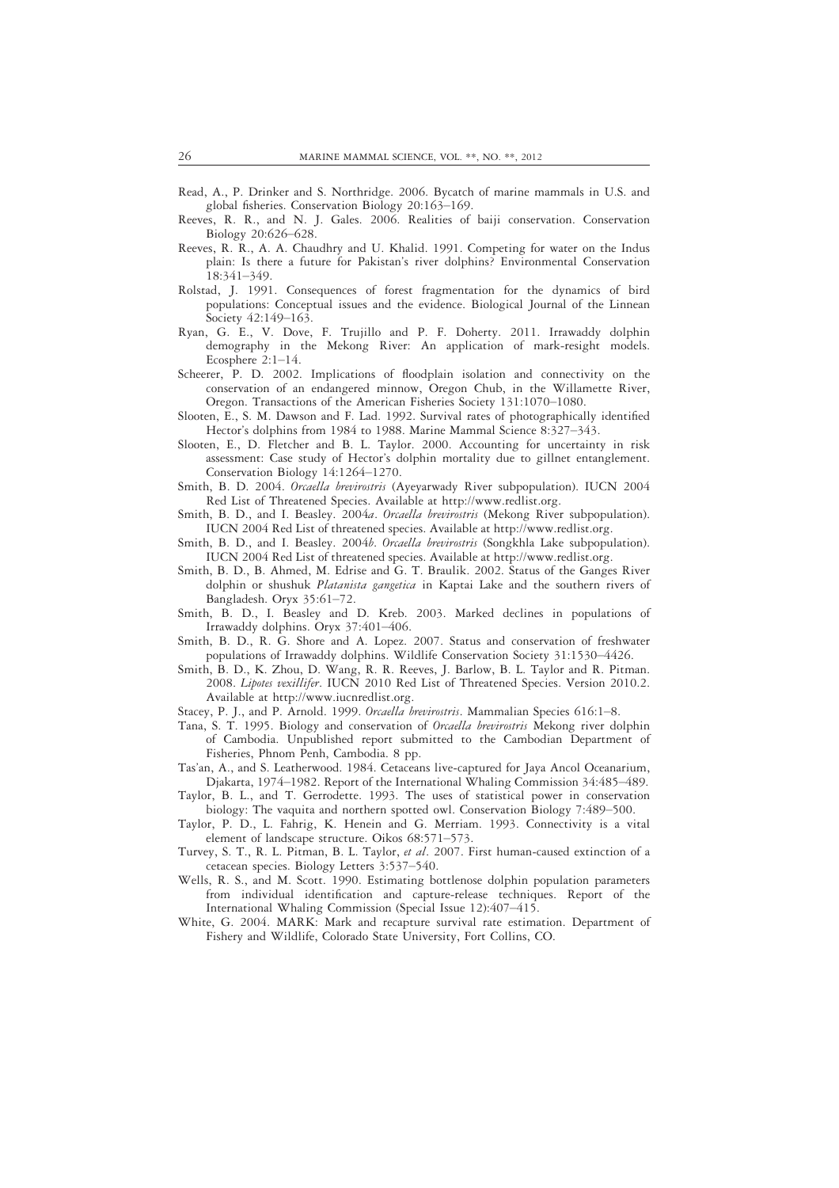Read, A., P. Drinker and S. Northridge. 2006. Bycatch of marine mammals in U.S. and global fisheries. Conservation Biology 20:163–169.

Reeves, R. R., and N. J. Gales. 2006. Realities of baiji conservation. Conservation Biology 20:626–628.

Reeves, R. R., A. A. Chaudhry and U. Khalid. 1991. Competing for water on the Indus plain: Is there a future for Pakistan's river dolphins? Environmental Conservation 18:341–349.

Rolstad, J. 1991. Consequences of forest fragmentation for the dynamics of bird populations: Conceptual issues and the evidence. Biological Journal of the Linnean Society 42:149–163.

Ryan, G. E., V. Dove, F. Trujillo and P. F. Doherty. 2011. Irrawaddy dolphin demography in the Mekong River: An application of mark-resight models. Ecosphere 2:1–14.

Scheerer, P. D. 2002. Implications of floodplain isolation and connectivity on the conservation of an endangered minnow, Oregon Chub, in the Willamette River, Oregon. Transactions of the American Fisheries Society 131:1070–1080.

Slooten, E., S. M. Dawson and F. Lad. 1992. Survival rates of photographically identified Hector's dolphins from 1984 to 1988. Marine Mammal Science 8:327–343.

Slooten, E., D. Fletcher and B. L. Taylor. 2000. Accounting for uncertainty in risk assessment: Case study of Hector's dolphin mortality due to gillnet entanglement. Conservation Biology 14:1264–1270.

Smith, B. D. 2004. *Orcaella brevirostris* (Ayeyarwady River subpopulation). IUCN 2004 Red List of Threatened Species. Available at http://www.redlist.org.

Smith, B. D., and I. Beasley. 2004*a*. *Orcaella brevirostris* (Mekong River subpopulation). IUCN 2004 Red List of threatened species. Available at http://www.redlist.org.

Smith, B. D., and I. Beasley. 2004*b*. *Orcaella brevirostris* (Songkhla Lake subpopulation). IUCN 2004 Red List of threatened species. Available at http://www.redlist.org.

Smith, B. D., B. Ahmed, M. Edrise and G. T. Braulik. 2002. Status of the Ganges River dolphin or shushuk *Platanista gangetica* in Kaptai Lake and the southern rivers of Bangladesh. Oryx 35:61–72.

Smith, B. D., I. Beasley and D. Kreb. 2003. Marked declines in populations of Irrawaddy dolphins. Oryx 37:401–406.

Smith, B. D., R. G. Shore and A. Lopez. 2007. Status and conservation of freshwater populations of Irrawaddy dolphins. Wildlife Conservation Society 31:1530–4426.

Smith, B. D., K. Zhou, D. Wang, R. R. Reeves, J. Barlow, B. L. Taylor and R. Pitman. 2008. *Lipotes vexillifer*. IUCN 2010 Red List of Threatened Species. Version 2010.2. Available at http://www.iucnredlist.org.

Stacey, P. J., and P. Arnold. 1999. *Orcaella brevirostris*. Mammalian Species 616:1–8.

Tana, S. T. 1995. Biology and conservation of *Orcaella brevirostris* Mekong river dolphin of Cambodia. Unpublished report submitted to the Cambodian Department of Fisheries, Phnom Penh, Cambodia. 8 pp.

Tas'an, A., and S. Leatherwood. 1984. Cetaceans live-captured for Jaya Ancol Oceanarium, Djakarta, 1974–1982. Report of the International Whaling Commission 34:485–489.

Taylor, B. L., and T. Gerrodette. 1993. The uses of statistical power in conservation biology: The vaquita and northern spotted owl. Conservation Biology 7:489–500.

Taylor, P. D., L. Fahrig, K. Henein and G. Merriam. 1993. Connectivity is a vital element of landscape structure. Oikos 68:571–573.

Turvey, S. T., R. L. Pitman, B. L. Taylor, *et al*. 2007. First human-caused extinction of a cetacean species. Biology Letters 3:537–540.

Wells, R. S., and M. Scott. 1990. Estimating bottlenose dolphin population parameters from individual identification and capture-release techniques. Report of the International Whaling Commission (Special Issue 12):407–415.

White, G. 2004. MARK: Mark and recapture survival rate estimation. Department of Fishery and Wildlife, Colorado State University, Fort Collins, CO.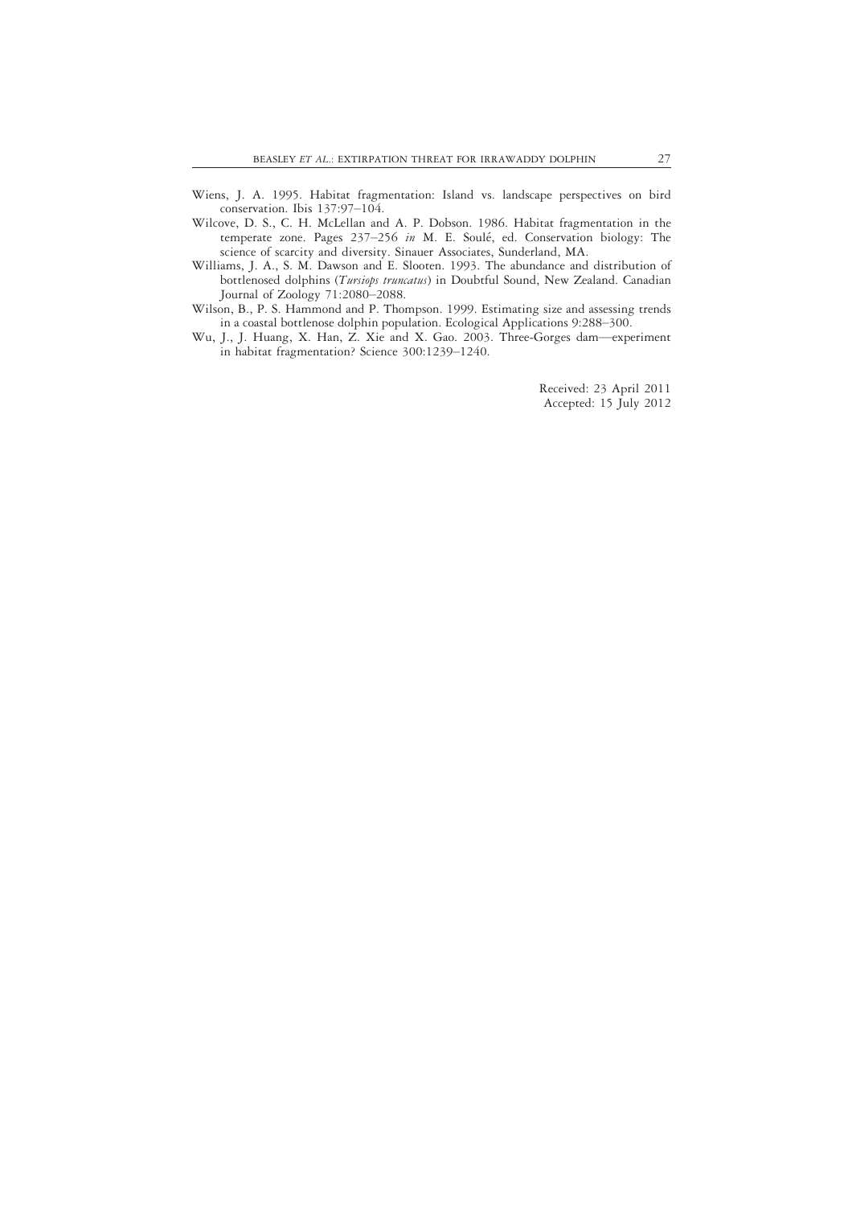Wiens, J. A. 1995. Habitat fragmentation: Island vs. landscape perspectives on bird conservation. Ibis 137:97–104.

Wilcove, D. S., C. H. McLellan and A. P. Dobson. 1986. Habitat fragmentation in the temperate zone. Pages 237–256 *in* M. E. Soulé, ed. Conservation biology: The science of scarcity and diversity. Sinauer Associates, Sunderland, MA.

Williams, J. A., S. M. Dawson and E. Slooten. 1993. The abundance and distribution of bottlenosed dolphins (*Tursiops truncatus*) in Doubtful Sound, New Zealand. Canadian Journal of Zoology 71:2080–2088.

Wilson, B., P. S. Hammond and P. Thompson. 1999. Estimating size and assessing trends in a coastal bottlenose dolphin population. Ecological Applications 9:288–300.

Wu, J., J. Huang, X. Han, Z. Xie and X. Gao. 2003. Three-Gorges dam—experiment in habitat fragmentation? Science 300:1239–1240.

Received: 23 April 2011
Accepted: 15 July 2012